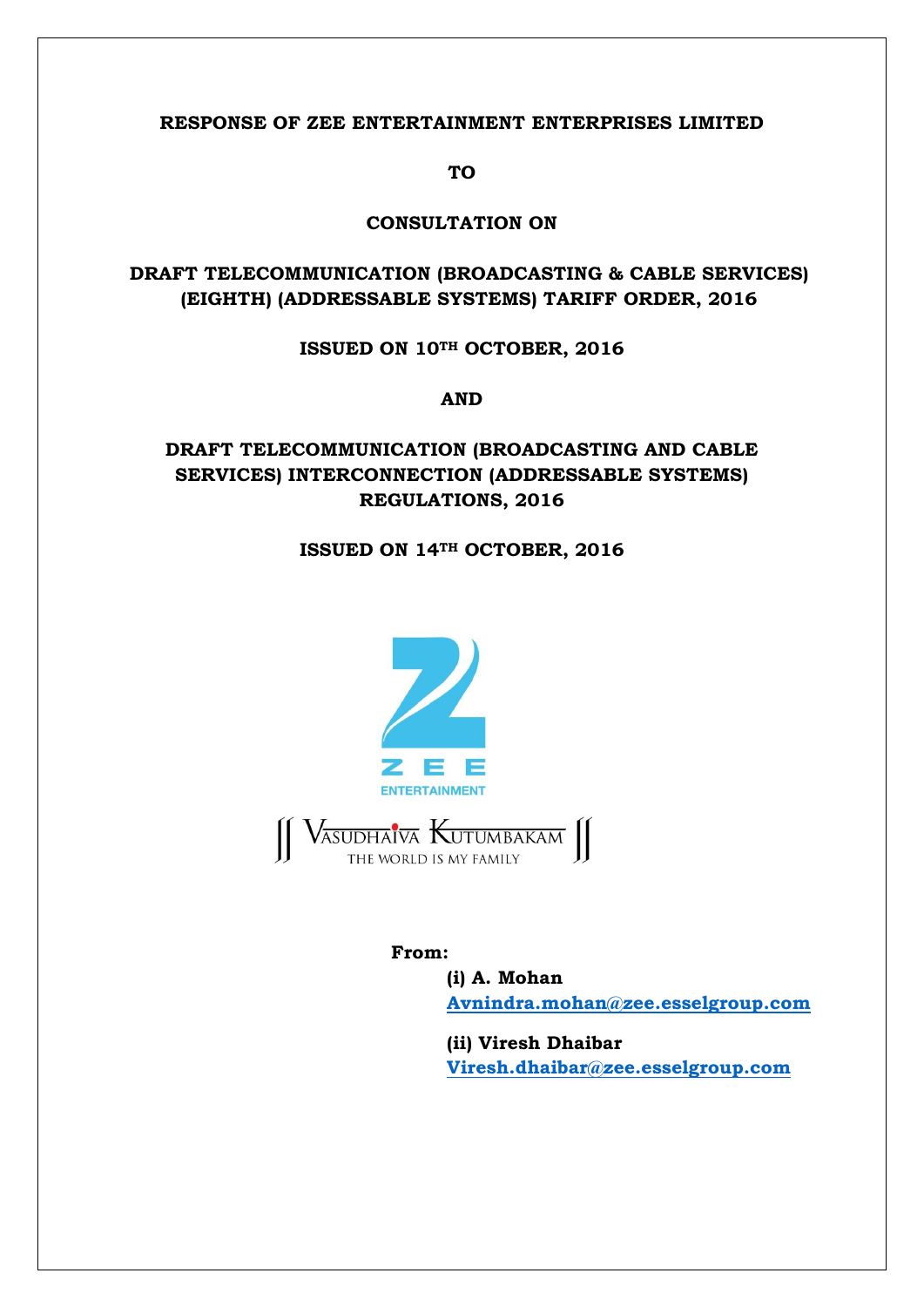**RESPONSE OF ZEE ENTERTAINMENT ENTERPRISES LIMITED**

**TO**

**CONSULTATION ON**

**DRAFT TELECOMMUNICATION (BROADCASTING & CABLE SERVICES) (EIGHTH) (ADDRESSABLE SYSTEMS) TARIFF ORDER, 2016**

**ISSUED ON 10TH OCTOBER, 2016**

**AND**

**DRAFT TELECOMMUNICATION (BROADCASTING AND CABLE SERVICES) INTERCONNECTION (ADDRESSABLE SYSTEMS) REGULATIONS, 2016**

**ISSUED ON 14TH OCTOBER, 2016**

ZEE ENTERTAINMENT

VASUDHAIVA KUTUMBAKAM
THE WORLD IS MY FAMILY

**From:**

**(i) A. Mohan**
**Avnindra.mohan@zee.esselgroup.com**

**(ii) Viresh Dhaibar**
**Viresh.dhaibar@zee.esselgroup.com**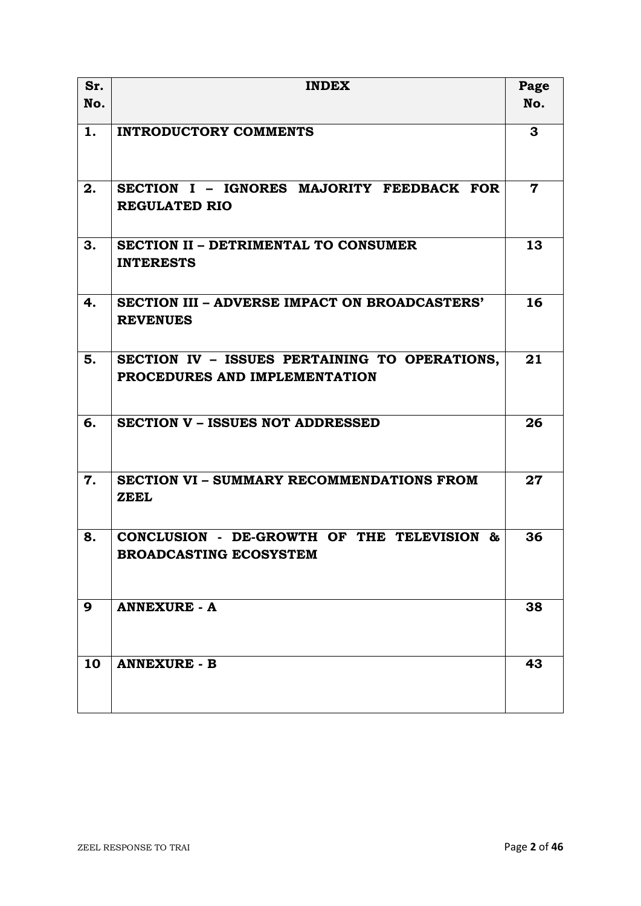| Sr. No. | INDEX | Page No. |
|---|---|---|
| 1. | **INTRODUCTORY COMMENTS** | 3 |
| 2. | **SECTION I – IGNORES MAJORITY FEEDBACK FOR REGULATED RIO** | 7 |
| 3. | **SECTION II – DETRIMENTAL TO CONSUMER INTERESTS** | 13 |
| 4. | **SECTION III – ADVERSE IMPACT ON BROADCASTERS' REVENUES** | 16 |
| 5. | **SECTION IV – ISSUES PERTAINING TO OPERATIONS, PROCEDURES AND IMPLEMENTATION** | 21 |
| 6. | **SECTION V – ISSUES NOT ADDRESSED** | 26 |
| 7. | **SECTION VI – SUMMARY RECOMMENDATIONS FROM ZEEL** | 27 |
| 8. | **CONCLUSION - DE-GROWTH OF THE TELEVISION & BROADCASTING ECOSYSTEM** | 36 |
| 9 | **ANNEXURE - A** | 38 |
| 10 | **ANNEXURE - B** | 43 |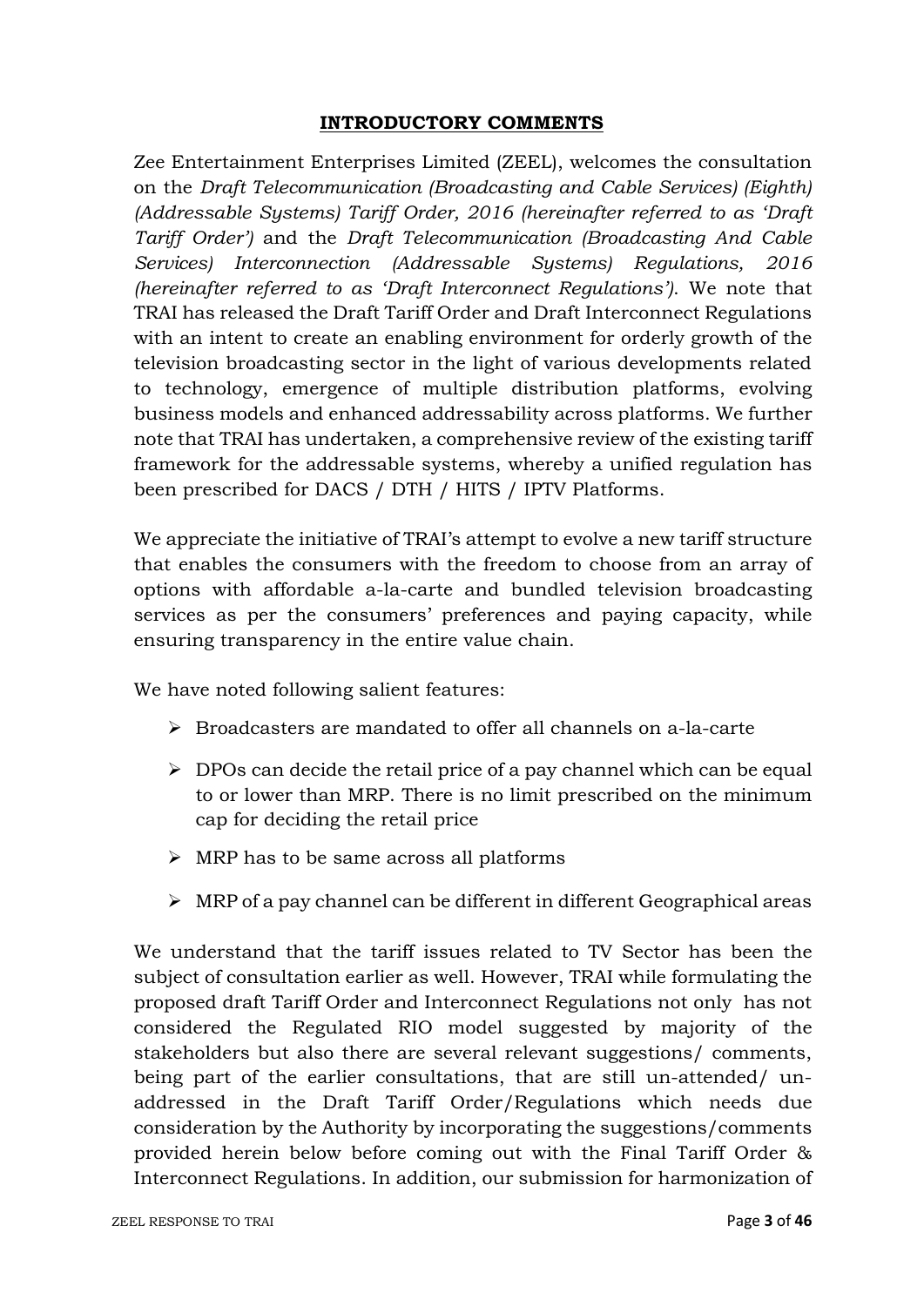## **INTRODUCTORY COMMENTS**

Zee Entertainment Enterprises Limited (ZEEL), welcomes the consultation on the *Draft Telecommunication (Broadcasting and Cable Services) (Eighth) (Addressable Systems) Tariff Order, 2016 (hereinafter referred to as 'Draft Tariff Order')* and the *Draft Telecommunication (Broadcasting And Cable Services) Interconnection (Addressable Systems) Regulations, 2016 (hereinafter referred to as 'Draft Interconnect Regulations')*. We note that TRAI has released the Draft Tariff Order and Draft Interconnect Regulations with an intent to create an enabling environment for orderly growth of the television broadcasting sector in the light of various developments related to technology, emergence of multiple distribution platforms, evolving business models and enhanced addressability across platforms. We further note that TRAI has undertaken, a comprehensive review of the existing tariff framework for the addressable systems, whereby a unified regulation has been prescribed for DACS / DTH / HITS / IPTV Platforms.

We appreciate the initiative of TRAI's attempt to evolve a new tariff structure that enables the consumers with the freedom to choose from an array of options with affordable a-la-carte and bundled television broadcasting services as per the consumers' preferences and paying capacity, while ensuring transparency in the entire value chain.

We have noted following salient features:

- Broadcasters are mandated to offer all channels on a-la-carte
- DPOs can decide the retail price of a pay channel which can be equal to or lower than MRP. There is no limit prescribed on the minimum cap for deciding the retail price
- MRP has to be same across all platforms
- MRP of a pay channel can be different in different Geographical areas

We understand that the tariff issues related to TV Sector has been the subject of consultation earlier as well. However, TRAI while formulating the proposed draft Tariff Order and Interconnect Regulations not only has not considered the Regulated RIO model suggested by majority of the stakeholders but also there are several relevant suggestions/ comments, being part of the earlier consultations, that are still un-attended/ un-addressed in the Draft Tariff Order/Regulations which needs due consideration by the Authority by incorporating the suggestions/comments provided herein below before coming out with the Final Tariff Order & Interconnect Regulations. In addition, our submission for harmonization of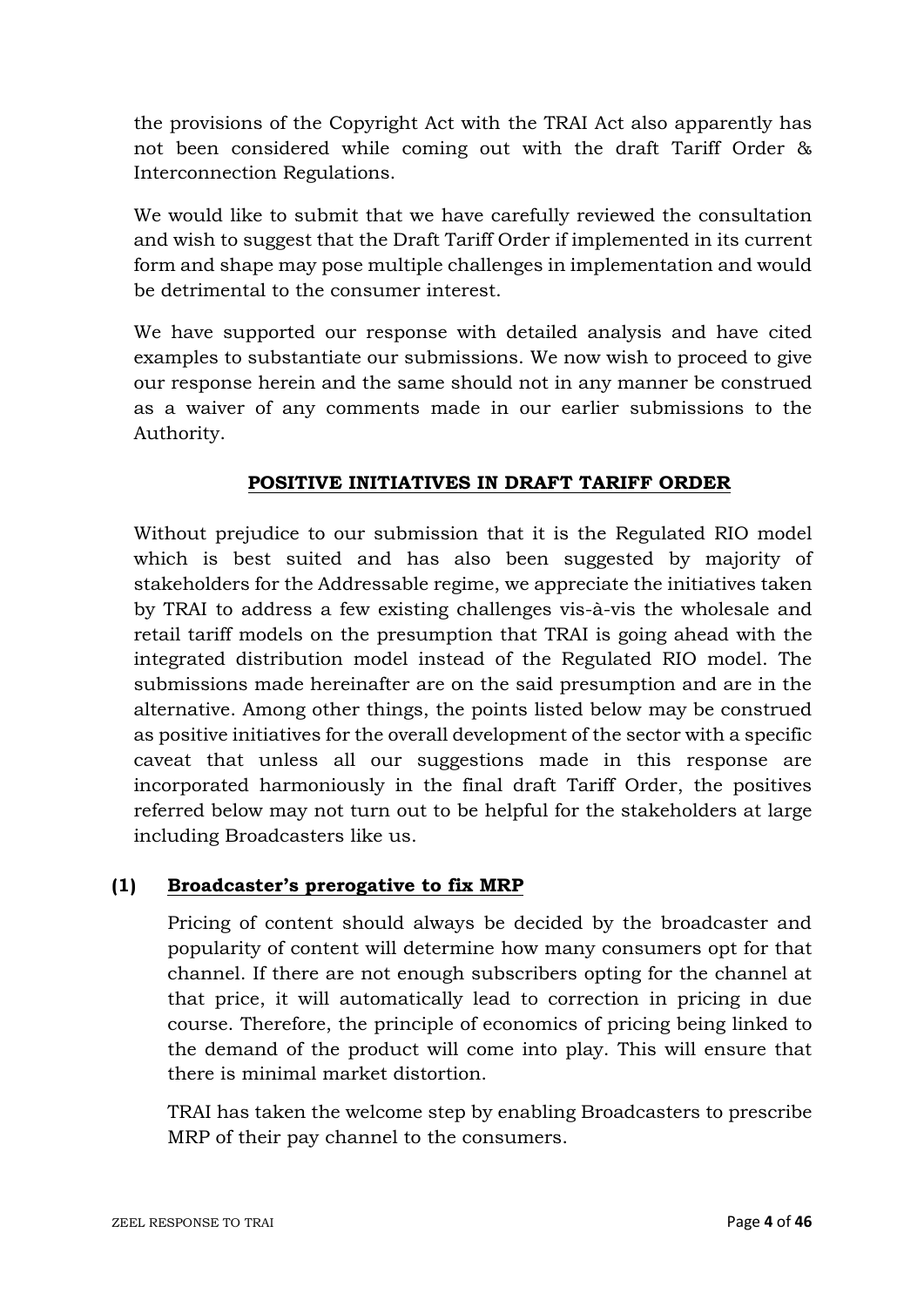the provisions of the Copyright Act with the TRAI Act also apparently has not been considered while coming out with the draft Tariff Order & Interconnection Regulations.

We would like to submit that we have carefully reviewed the consultation and wish to suggest that the Draft Tariff Order if implemented in its current form and shape may pose multiple challenges in implementation and would be detrimental to the consumer interest.

We have supported our response with detailed analysis and have cited examples to substantiate our submissions. We now wish to proceed to give our response herein and the same should not in any manner be construed as a waiver of any comments made in our earlier submissions to the Authority.

## POSITIVE INITIATIVES IN DRAFT TARIFF ORDER

Without prejudice to our submission that it is the Regulated RIO model which is best suited and has also been suggested by majority of stakeholders for the Addressable regime, we appreciate the initiatives taken by TRAI to address a few existing challenges vis-à-vis the wholesale and retail tariff models on the presumption that TRAI is going ahead with the integrated distribution model instead of the Regulated RIO model. The submissions made hereinafter are on the said presumption and are in the alternative. Among other things, the points listed below may be construed as positive initiatives for the overall development of the sector with a specific caveat that unless all our suggestions made in this response are incorporated harmoniously in the final draft Tariff Order, the positives referred below may not turn out to be helpful for the stakeholders at large including Broadcasters like us.

### (1) Broadcaster's prerogative to fix MRP

Pricing of content should always be decided by the broadcaster and popularity of content will determine how many consumers opt for that channel. If there are not enough subscribers opting for the channel at that price, it will automatically lead to correction in pricing in due course. Therefore, the principle of economics of pricing being linked to the demand of the product will come into play. This will ensure that there is minimal market distortion.

TRAI has taken the welcome step by enabling Broadcasters to prescribe MRP of their pay channel to the consumers.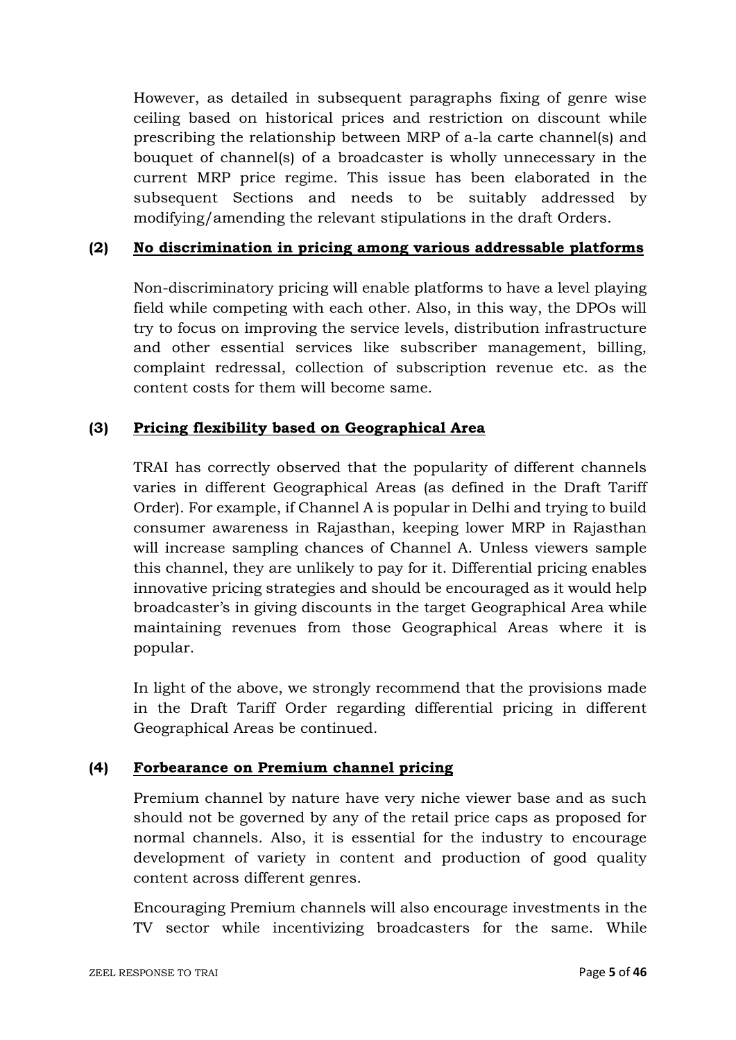However, as detailed in subsequent paragraphs fixing of genre wise ceiling based on historical prices and restriction on discount while prescribing the relationship between MRP of a-la carte channel(s) and bouquet of channel(s) of a broadcaster is wholly unnecessary in the current MRP price regime. This issue has been elaborated in the subsequent Sections and needs to be suitably addressed by modifying/amending the relevant stipulations in the draft Orders.

**(2) <u>No discrimination in pricing among various addressable platforms</u>**

Non-discriminatory pricing will enable platforms to have a level playing field while competing with each other. Also, in this way, the DPOs will try to focus on improving the service levels, distribution infrastructure and other essential services like subscriber management, billing, complaint redressal, collection of subscription revenue etc. as the content costs for them will become same.

**(3) <u>Pricing flexibility based on Geographical Area</u>**

TRAI has correctly observed that the popularity of different channels varies in different Geographical Areas (as defined in the Draft Tariff Order). For example, if Channel A is popular in Delhi and trying to build consumer awareness in Rajasthan, keeping lower MRP in Rajasthan will increase sampling chances of Channel A. Unless viewers sample this channel, they are unlikely to pay for it. Differential pricing enables innovative pricing strategies and should be encouraged as it would help broadcaster's in giving discounts in the target Geographical Area while maintaining revenues from those Geographical Areas where it is popular.

In light of the above, we strongly recommend that the provisions made in the Draft Tariff Order regarding differential pricing in different Geographical Areas be continued.

**(4) <u>Forbearance on Premium channel pricing</u>**

Premium channel by nature have very niche viewer base and as such should not be governed by any of the retail price caps as proposed for normal channels. Also, it is essential for the industry to encourage development of variety in content and production of good quality content across different genres.

Encouraging Premium channels will also encourage investments in the TV sector while incentivizing broadcasters for the same. While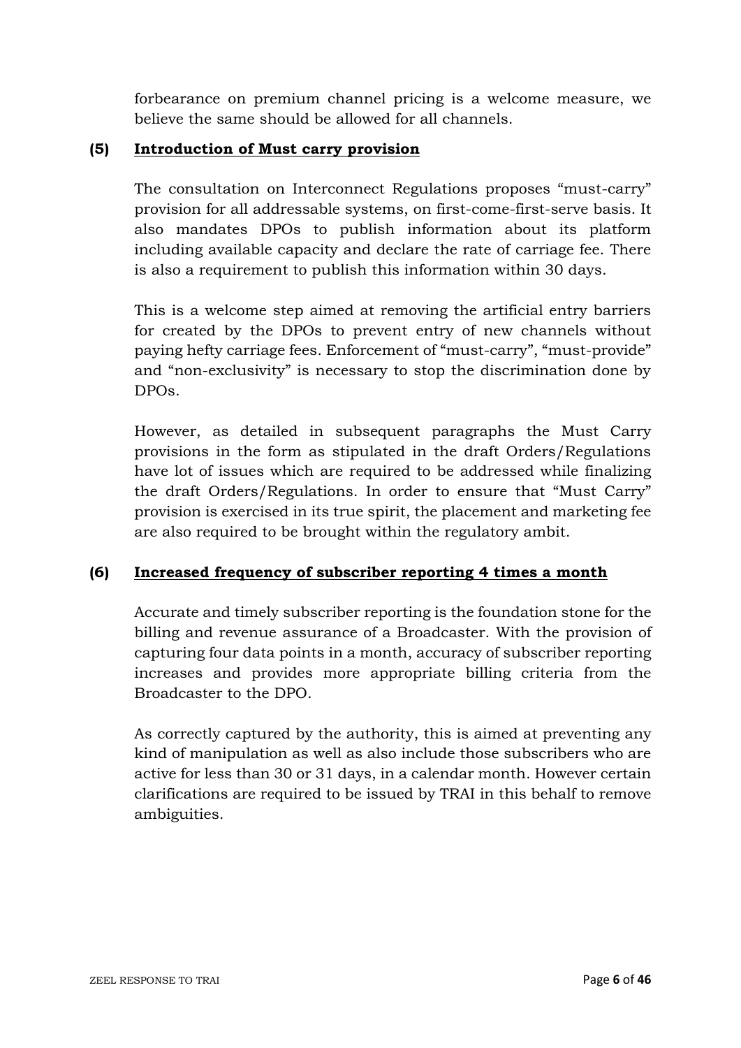forbearance on premium channel pricing is a welcome measure, we believe the same should be allowed for all channels.

**(5) Introduction of Must carry provision**

The consultation on Interconnect Regulations proposes "must-carry" provision for all addressable systems, on first-come-first-serve basis. It also mandates DPOs to publish information about its platform including available capacity and declare the rate of carriage fee. There is also a requirement to publish this information within 30 days.

This is a welcome step aimed at removing the artificial entry barriers for created by the DPOs to prevent entry of new channels without paying hefty carriage fees. Enforcement of "must-carry", "must-provide" and "non-exclusivity" is necessary to stop the discrimination done by DPOs.

However, as detailed in subsequent paragraphs the Must Carry provisions in the form as stipulated in the draft Orders/Regulations have lot of issues which are required to be addressed while finalizing the draft Orders/Regulations. In order to ensure that "Must Carry" provision is exercised in its true spirit, the placement and marketing fee are also required to be brought within the regulatory ambit.

**(6) Increased frequency of subscriber reporting 4 times a month**

Accurate and timely subscriber reporting is the foundation stone for the billing and revenue assurance of a Broadcaster. With the provision of capturing four data points in a month, accuracy of subscriber reporting increases and provides more appropriate billing criteria from the Broadcaster to the DPO.

As correctly captured by the authority, this is aimed at preventing any kind of manipulation as well as also include those subscribers who are active for less than 30 or 31 days, in a calendar month. However certain clarifications are required to be issued by TRAI in this behalf to remove ambiguities.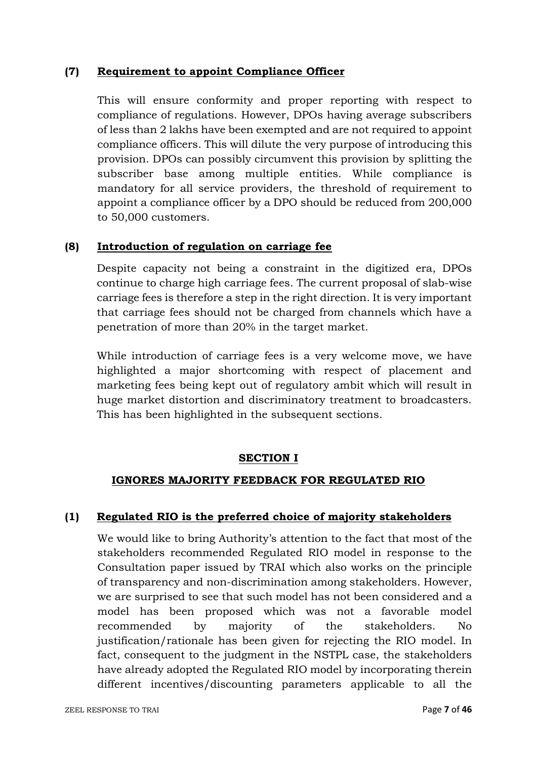### (7) **Requirement to appoint Compliance Officer**

This will ensure conformity and proper reporting with respect to compliance of regulations. However, DPOs having average subscribers of less than 2 lakhs have been exempted and are not required to appoint compliance officers. This will dilute the very purpose of introducing this provision. DPOs can possibly circumvent this provision by splitting the subscriber base among multiple entities. While compliance is mandatory for all service providers, the threshold of requirement to appoint a compliance officer by a DPO should be reduced from 200,000 to 50,000 customers.

### (8) **Introduction of regulation on carriage fee**

Despite capacity not being a constraint in the digitized era, DPOs continue to charge high carriage fees. The current proposal of slab-wise carriage fees is therefore a step in the right direction. It is very important that carriage fees should not be charged from channels which have a penetration of more than 20% in the target market.

While introduction of carriage fees is a very welcome move, we have highlighted a major shortcoming with respect of placement and marketing fees being kept out of regulatory ambit which will result in huge market distortion and discriminatory treatment to broadcasters. This has been highlighted in the subsequent sections.

## SECTION I

## IGNORES MAJORITY FEEDBACK FOR REGULATED RIO

### (1) **Regulated RIO is the preferred choice of majority stakeholders**

We would like to bring Authority's attention to the fact that most of the stakeholders recommended Regulated RIO model in response to the Consultation paper issued by TRAI which also works on the principle of transparency and non-discrimination among stakeholders. However, we are surprised to see that such model has not been considered and a model has been proposed which was not a favorable model recommended by majority of the stakeholders. No justification/rationale has been given for rejecting the RIO model. In fact, consequent to the judgment in the NSTPL case, the stakeholders have already adopted the Regulated RIO model by incorporating therein different incentives/discounting parameters applicable to all the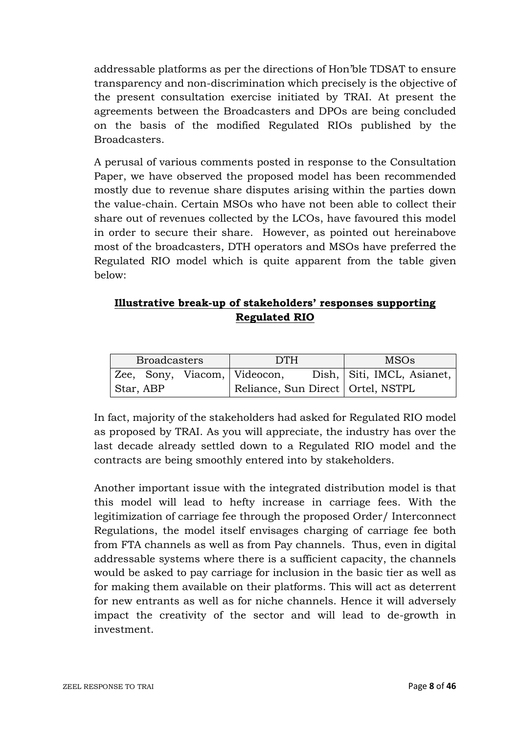addressable platforms as per the directions of Hon'ble TDSAT to ensure transparency and non-discrimination which precisely is the objective of the present consultation exercise initiated by TRAI. At present the agreements between the Broadcasters and DPOs are being concluded on the basis of the modified Regulated RIOs published by the Broadcasters.

A perusal of various comments posted in response to the Consultation Paper, we have observed the proposed model has been recommended mostly due to revenue share disputes arising within the parties down the value-chain. Certain MSOs who have not been able to collect their share out of revenues collected by the LCOs, have favoured this model in order to secure their share. However, as pointed out hereinabove most of the broadcasters, DTH operators and MSOs have preferred the Regulated RIO model which is quite apparent from the table given below:

**Illustrative break-up of stakeholders' responses supporting Regulated RIO**

| Broadcasters | DTH | MSOs |
|---|---|---|
| Zee, Sony, Viacom, Star, ABP | Videocon, Dish, Reliance, Sun Direct | Siti, IMCL, Asianet, Ortel, NSTPL |

In fact, majority of the stakeholders had asked for Regulated RIO model as proposed by TRAI. As you will appreciate, the industry has over the last decade already settled down to a Regulated RIO model and the contracts are being smoothly entered into by stakeholders.

Another important issue with the integrated distribution model is that this model will lead to hefty increase in carriage fees. With the legitimization of carriage fee through the proposed Order/ Interconnect Regulations, the model itself envisages charging of carriage fee both from FTA channels as well as from Pay channels. Thus, even in digital addressable systems where there is a sufficient capacity, the channels would be asked to pay carriage for inclusion in the basic tier as well as for making them available on their platforms. This will act as deterrent for new entrants as well as for niche channels. Hence it will adversely impact the creativity of the sector and will lead to de-growth in investment.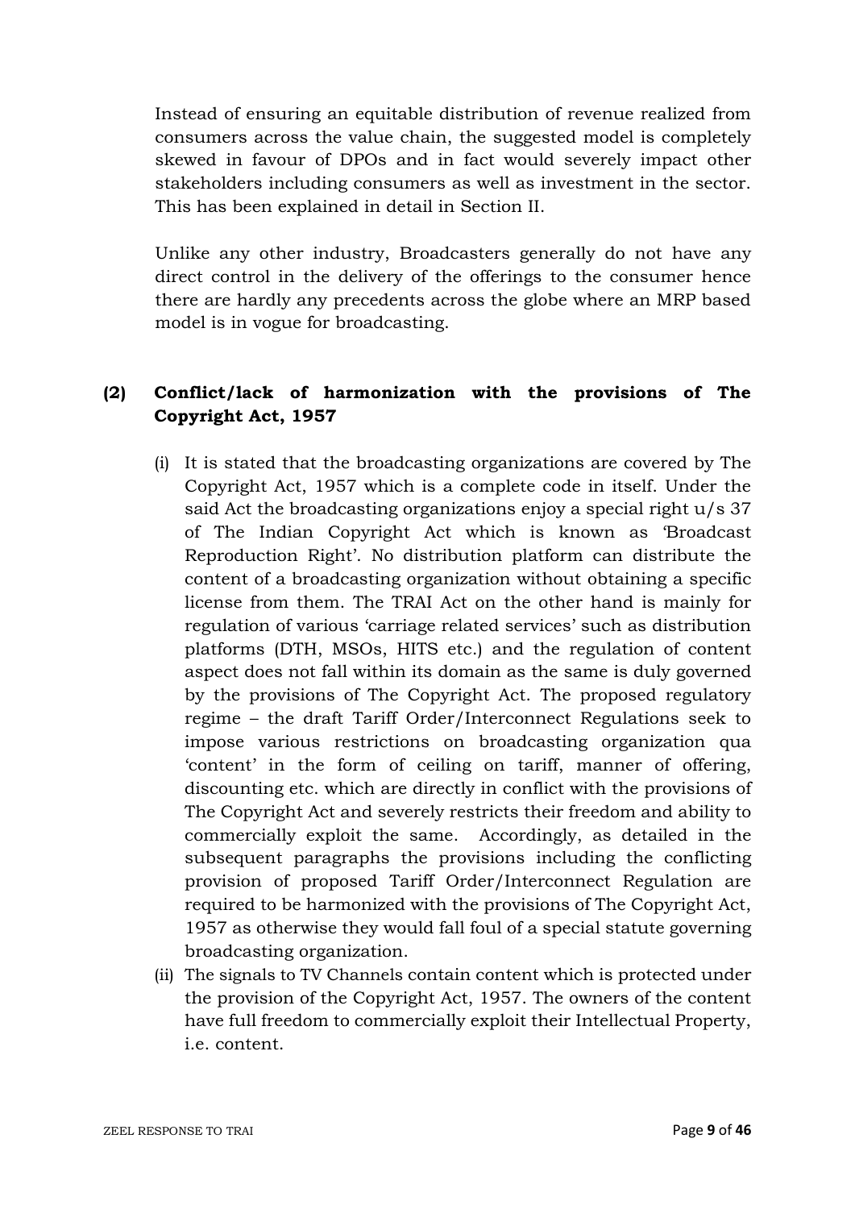Instead of ensuring an equitable distribution of revenue realized from consumers across the value chain, the suggested model is completely skewed in favour of DPOs and in fact would severely impact other stakeholders including consumers as well as investment in the sector. This has been explained in detail in Section II.

Unlike any other industry, Broadcasters generally do not have any direct control in the delivery of the offerings to the consumer hence there are hardly any precedents across the globe where an MRP based model is in vogue for broadcasting.

## (2) Conflict/lack of harmonization with the provisions of The Copyright Act, 1957

(i) It is stated that the broadcasting organizations are covered by The Copyright Act, 1957 which is a complete code in itself. Under the said Act the broadcasting organizations enjoy a special right u/s 37 of The Indian Copyright Act which is known as 'Broadcast Reproduction Right'. No distribution platform can distribute the content of a broadcasting organization without obtaining a specific license from them. The TRAI Act on the other hand is mainly for regulation of various 'carriage related services' such as distribution platforms (DTH, MSOs, HITS etc.) and the regulation of content aspect does not fall within its domain as the same is duly governed by the provisions of The Copyright Act. The proposed regulatory regime – the draft Tariff Order/Interconnect Regulations seek to impose various restrictions on broadcasting organization qua 'content' in the form of ceiling on tariff, manner of offering, discounting etc. which are directly in conflict with the provisions of The Copyright Act and severely restricts their freedom and ability to commercially exploit the same. Accordingly, as detailed in the subsequent paragraphs the provisions including the conflicting provision of proposed Tariff Order/Interconnect Regulation are required to be harmonized with the provisions of The Copyright Act, 1957 as otherwise they would fall foul of a special statute governing broadcasting organization.

(ii) The signals to TV Channels contain content which is protected under the provision of the Copyright Act, 1957. The owners of the content have full freedom to commercially exploit their Intellectual Property, i.e. content.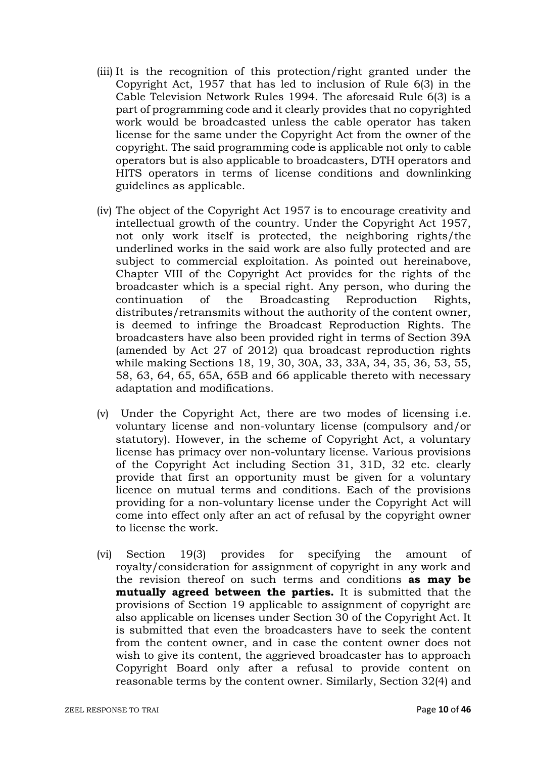(iii) It is the recognition of this protection/right granted under the Copyright Act, 1957 that has led to inclusion of Rule 6(3) in the Cable Television Network Rules 1994. The aforesaid Rule 6(3) is a part of programming code and it clearly provides that no copyrighted work would be broadcasted unless the cable operator has taken license for the same under the Copyright Act from the owner of the copyright. The said programming code is applicable not only to cable operators but is also applicable to broadcasters, DTH operators and HITS operators in terms of license conditions and downlinking guidelines as applicable.

(iv) The object of the Copyright Act 1957 is to encourage creativity and intellectual growth of the country. Under the Copyright Act 1957, not only work itself is protected, the neighboring rights/the underlined works in the said work are also fully protected and are subject to commercial exploitation. As pointed out hereinabove, Chapter VIII of the Copyright Act provides for the rights of the broadcaster which is a special right. Any person, who during the continuation of the Broadcasting Reproduction Rights, distributes/retransmits without the authority of the content owner, is deemed to infringe the Broadcast Reproduction Rights. The broadcasters have also been provided right in terms of Section 39A (amended by Act 27 of 2012) qua broadcast reproduction rights while making Sections 18, 19, 30, 30A, 33, 33A, 34, 35, 36, 53, 55, 58, 63, 64, 65, 65A, 65B and 66 applicable thereto with necessary adaptation and modifications.

(v) Under the Copyright Act, there are two modes of licensing i.e. voluntary license and non-voluntary license (compulsory and/or statutory). However, in the scheme of Copyright Act, a voluntary license has primacy over non-voluntary license. Various provisions of the Copyright Act including Section 31, 31D, 32 etc. clearly provide that first an opportunity must be given for a voluntary licence on mutual terms and conditions. Each of the provisions providing for a non-voluntary license under the Copyright Act will come into effect only after an act of refusal by the copyright owner to license the work.

(vi) Section 19(3) provides for specifying the amount of royalty/consideration for assignment of copyright in any work and the revision thereof on such terms and conditions **as may be mutually agreed between the parties.** It is submitted that the provisions of Section 19 applicable to assignment of copyright are also applicable on licenses under Section 30 of the Copyright Act. It is submitted that even the broadcasters have to seek the content from the content owner, and in case the content owner does not wish to give its content, the aggrieved broadcaster has to approach Copyright Board only after a refusal to provide content on reasonable terms by the content owner. Similarly, Section 32(4) and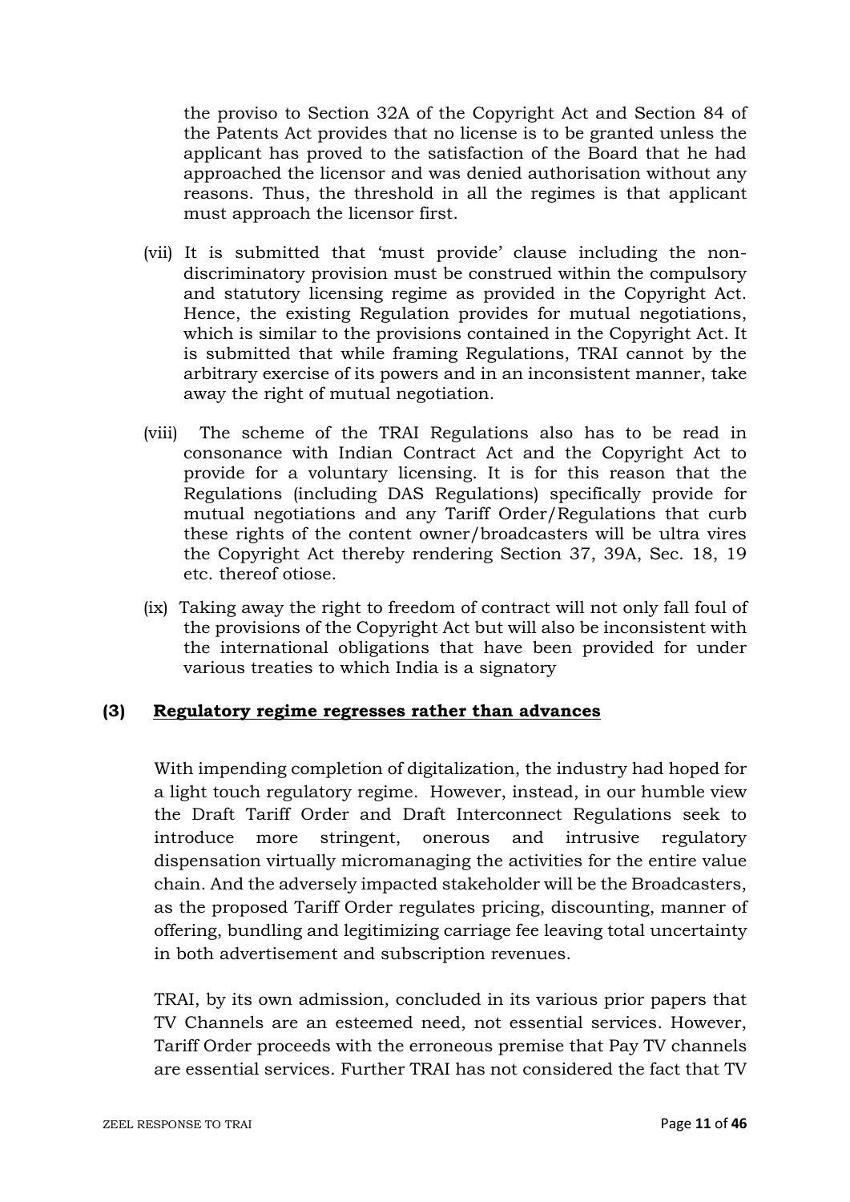the proviso to Section 32A of the Copyright Act and Section 84 of the Patents Act provides that no license is to be granted unless the applicant has proved to the satisfaction of the Board that he had approached the licensor and was denied authorisation without any reasons. Thus, the threshold in all the regimes is that applicant must approach the licensor first.

(vii) It is submitted that 'must provide' clause including the non-discriminatory provision must be construed within the compulsory and statutory licensing regime as provided in the Copyright Act. Hence, the existing Regulation provides for mutual negotiations, which is similar to the provisions contained in the Copyright Act. It is submitted that while framing Regulations, TRAI cannot by the arbitrary exercise of its powers and in an inconsistent manner, take away the right of mutual negotiation.

(viii) The scheme of the TRAI Regulations also has to be read in consonance with Indian Contract Act and the Copyright Act to provide for a voluntary licensing. It is for this reason that the Regulations (including DAS Regulations) specifically provide for mutual negotiations and any Tariff Order/Regulations that curb these rights of the content owner/broadcasters will be ultra vires the Copyright Act thereby rendering Section 37, 39A, Sec. 18, 19 etc. thereof otiose.

(ix) Taking away the right to freedom of contract will not only fall foul of the provisions of the Copyright Act but will also be inconsistent with the international obligations that have been provided for under various treaties to which India is a signatory

### (3) <u>Regulatory regime regresses rather than advances</u>

With impending completion of digitalization, the industry had hoped for a light touch regulatory regime. However, instead, in our humble view the Draft Tariff Order and Draft Interconnect Regulations seek to introduce more stringent, onerous and intrusive regulatory dispensation virtually micromanaging the activities for the entire value chain. And the adversely impacted stakeholder will be the Broadcasters, as the proposed Tariff Order regulates pricing, discounting, manner of offering, bundling and legitimizing carriage fee leaving total uncertainty in both advertisement and subscription revenues.

TRAI, by its own admission, concluded in its various prior papers that TV Channels are an esteemed need, not essential services. However, Tariff Order proceeds with the erroneous premise that Pay TV channels are essential services. Further TRAI has not considered the fact that TV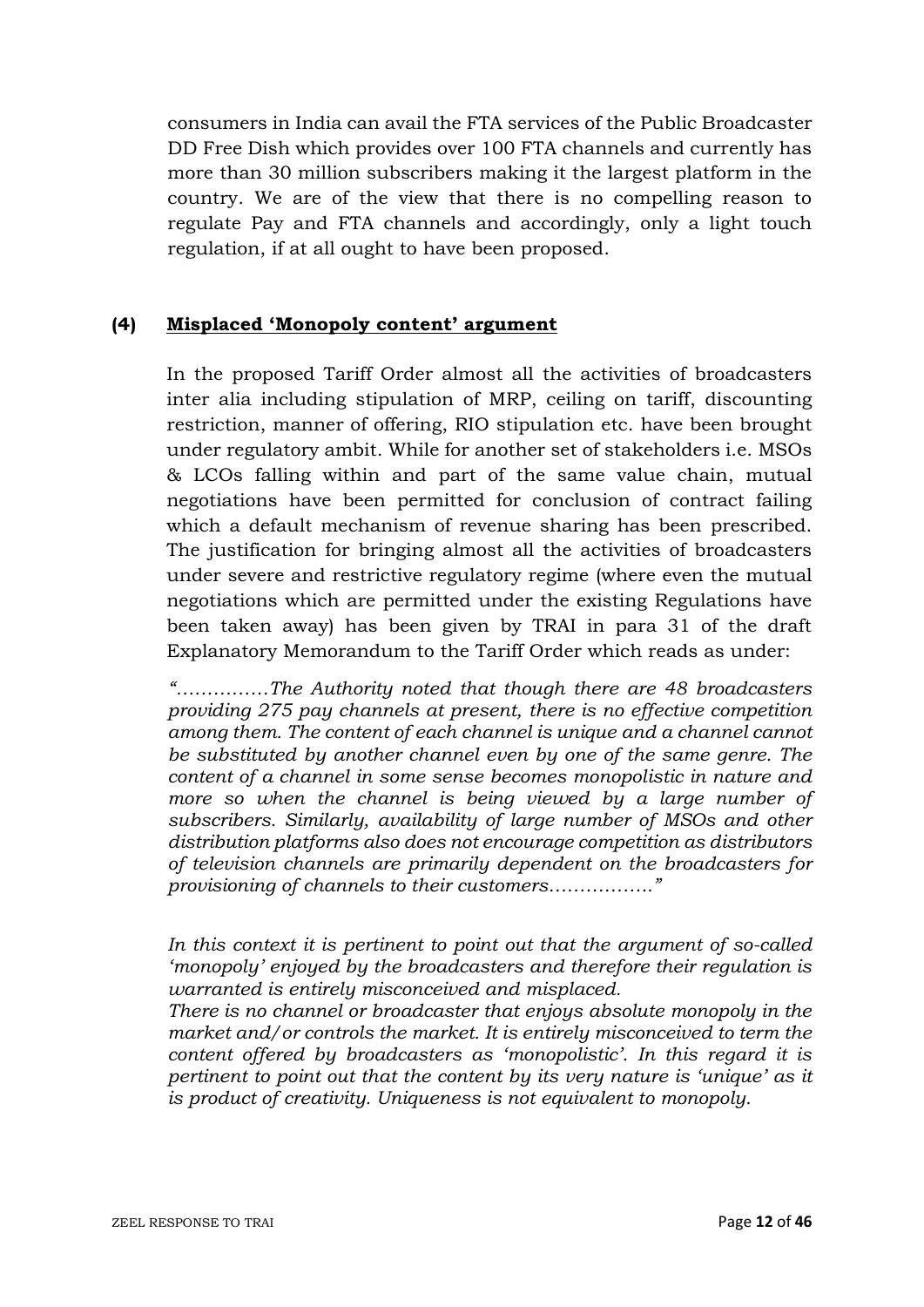consumers in India can avail the FTA services of the Public Broadcaster DD Free Dish which provides over 100 FTA channels and currently has more than 30 million subscribers making it the largest platform in the country. We are of the view that there is no compelling reason to regulate Pay and FTA channels and accordingly, only a light touch regulation, if at all ought to have been proposed.

### (4) **Misplaced 'Monopoly content' argument**

In the proposed Tariff Order almost all the activities of broadcasters inter alia including stipulation of MRP, ceiling on tariff, discounting restriction, manner of offering, RIO stipulation etc. have been brought under regulatory ambit. While for another set of stakeholders i.e. MSOs & LCOs falling within and part of the same value chain, mutual negotiations have been permitted for conclusion of contract failing which a default mechanism of revenue sharing has been prescribed. The justification for bringing almost all the activities of broadcasters under severe and restrictive regulatory regime (where even the mutual negotiations which are permitted under the existing Regulations have been taken away) has been given by TRAI in para 31 of the draft Explanatory Memorandum to the Tariff Order which reads as under:

*"……………The Authority noted that though there are 48 broadcasters providing 275 pay channels at present, there is no effective competition among them. The content of each channel is unique and a channel cannot be substituted by another channel even by one of the same genre. The content of a channel in some sense becomes monopolistic in nature and more so when the channel is being viewed by a large number of subscribers. Similarly, availability of large number of MSOs and other distribution platforms also does not encourage competition as distributors of television channels are primarily dependent on the broadcasters for provisioning of channels to their customers……………."*

*In this context it is pertinent to point out that the argument of so-called 'monopoly' enjoyed by the broadcasters and therefore their regulation is warranted is entirely misconceived and misplaced.*

*There is no channel or broadcaster that enjoys absolute monopoly in the market and/or controls the market. It is entirely misconceived to term the content offered by broadcasters as 'monopolistic'. In this regard it is pertinent to point out that the content by its very nature is 'unique' as it is product of creativity. Uniqueness is not equivalent to monopoly.*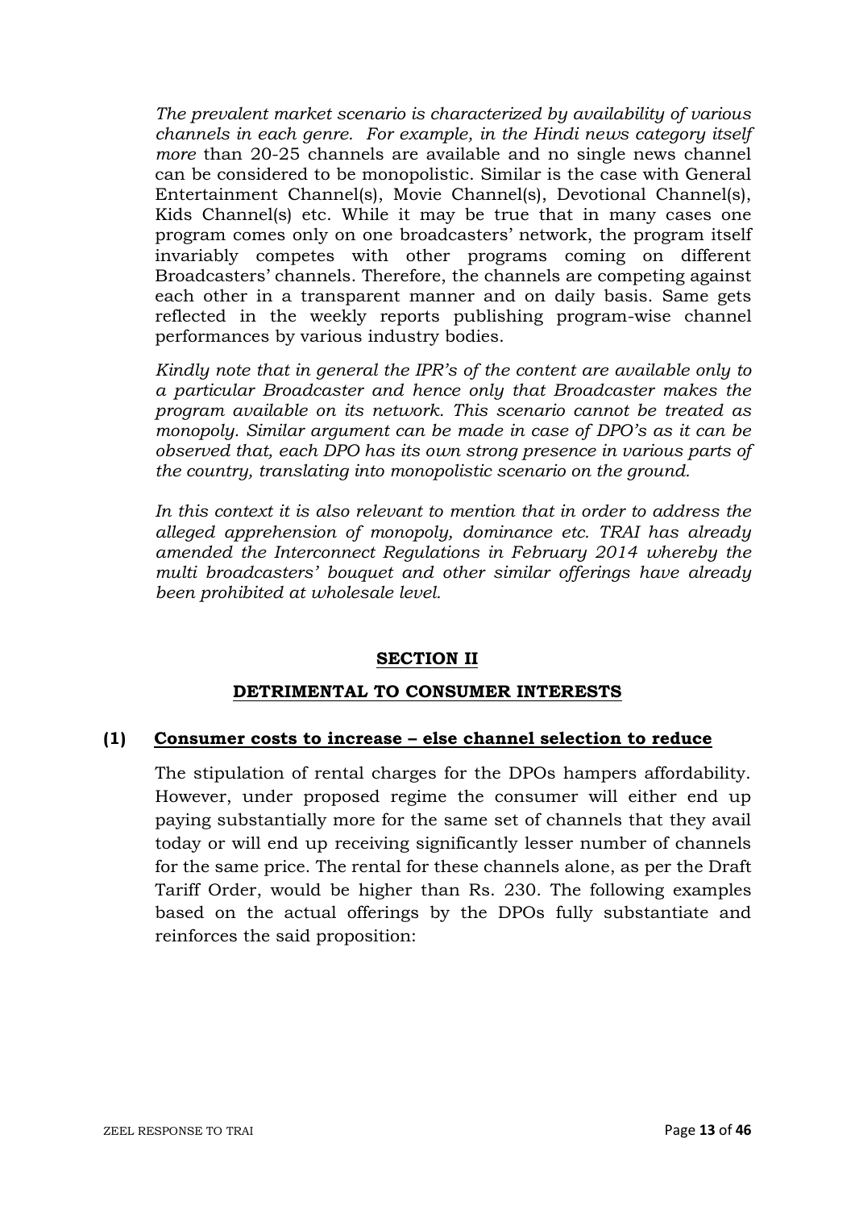*The prevalent market scenario is characterized by availability of various channels in each genre. For example, in the Hindi news category itself more* than 20-25 channels are available and no single news channel can be considered to be monopolistic. Similar is the case with General Entertainment Channel(s), Movie Channel(s), Devotional Channel(s), Kids Channel(s) etc. While it may be true that in many cases one program comes only on one broadcasters' network, the program itself invariably competes with other programs coming on different Broadcasters' channels. Therefore, the channels are competing against each other in a transparent manner and on daily basis. Same gets reflected in the weekly reports publishing program-wise channel performances by various industry bodies.

*Kindly note that in general the IPR's of the content are available only to a particular Broadcaster and hence only that Broadcaster makes the program available on its network. This scenario cannot be treated as monopoly. Similar argument can be made in case of DPO's as it can be observed that, each DPO has its own strong presence in various parts of the country, translating into monopolistic scenario on the ground.*

*In this context it is also relevant to mention that in order to address the alleged apprehension of monopoly, dominance etc. TRAI has already amended the Interconnect Regulations in February 2014 whereby the multi broadcasters' bouquet and other similar offerings have already been prohibited at wholesale level.*

## SECTION II

## DETRIMENTAL TO CONSUMER INTERESTS

### (1) Consumer costs to increase – else channel selection to reduce

The stipulation of rental charges for the DPOs hampers affordability. However, under proposed regime the consumer will either end up paying substantially more for the same set of channels that they avail today or will end up receiving significantly lesser number of channels for the same price. The rental for these channels alone, as per the Draft Tariff Order, would be higher than Rs. 230. The following examples based on the actual offerings by the DPOs fully substantiate and reinforces the said proposition: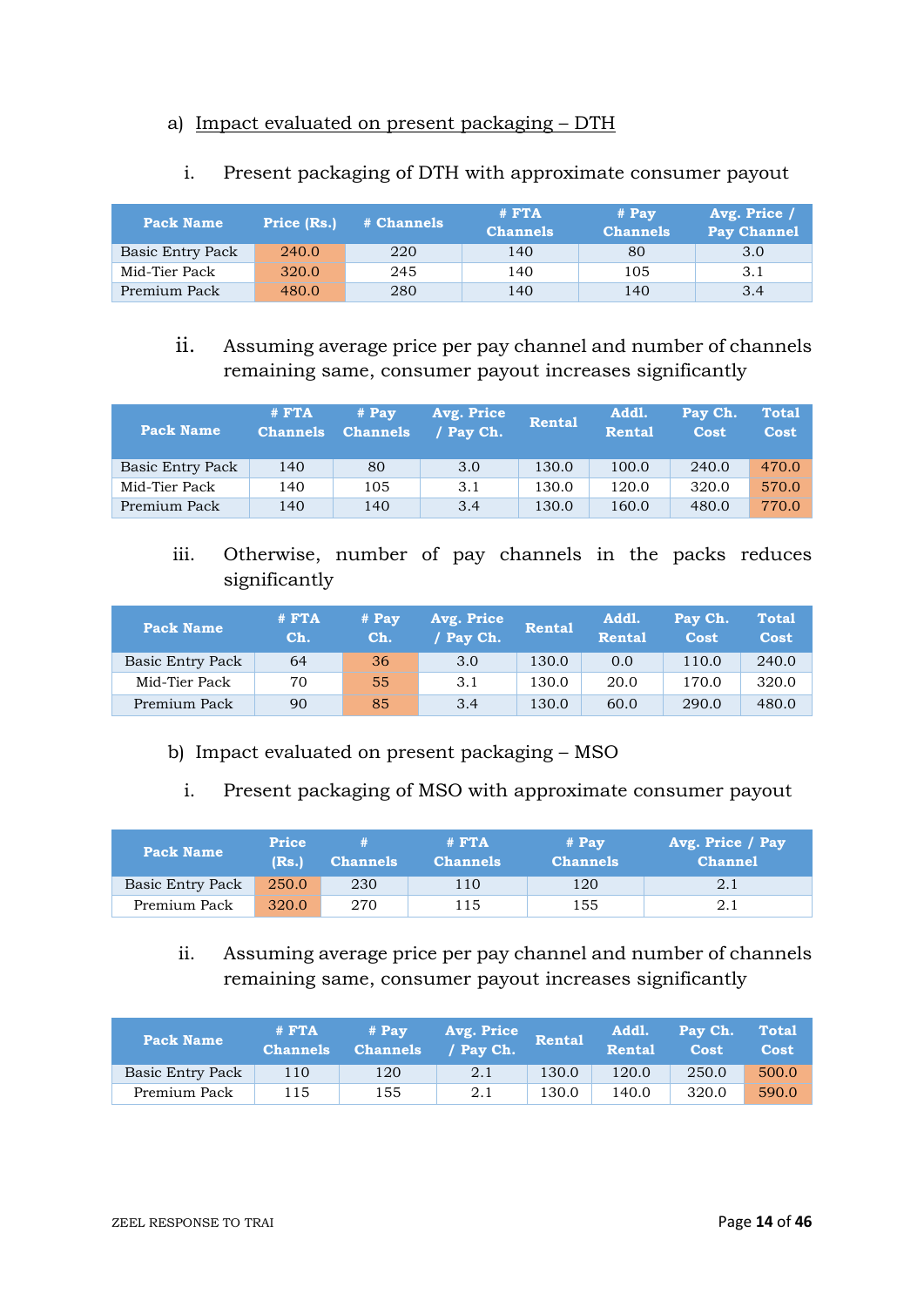a) <u>Impact evaluated on present packaging – DTH</u>

i. Present packaging of DTH with approximate consumer payout

| Pack Name | Price (Rs.) | # Channels | # FTA Channels | # Pay Channels | Avg. Price / Pay Channel |
|---|---|---|---|---|---|
| Basic Entry Pack | 240.0 | 220 | 140 | 80 | 3.0 |
| Mid-Tier Pack | 320.0 | 245 | 140 | 105 | 3.1 |
| Premium Pack | 480.0 | 280 | 140 | 140 | 3.4 |

ii. Assuming average price per pay channel and number of channels remaining same, consumer payout increases significantly

| Pack Name | # FTA Channels | # Pay Channels | Avg. Price / Pay Ch. | Rental | Addl. Rental | Pay Ch. Cost | Total Cost |
|---|---|---|---|---|---|---|---|
| Basic Entry Pack | 140 | 80 | 3.0 | 130.0 | 100.0 | 240.0 | 470.0 |
| Mid-Tier Pack | 140 | 105 | 3.1 | 130.0 | 120.0 | 320.0 | 570.0 |
| Premium Pack | 140 | 140 | 3.4 | 130.0 | 160.0 | 480.0 | 770.0 |

iii. Otherwise, number of pay channels in the packs reduces significantly

| Pack Name | # FTA Ch. | # Pay Ch. | Avg. Price / Pay Ch. | Rental | Addl. Rental | Pay Ch. Cost | Total Cost |
|---|---|---|---|---|---|---|---|
| Basic Entry Pack | 64 | 36 | 3.0 | 130.0 | 0.0 | 110.0 | 240.0 |
| Mid-Tier Pack | 70 | 55 | 3.1 | 130.0 | 20.0 | 170.0 | 320.0 |
| Premium Pack | 90 | 85 | 3.4 | 130.0 | 60.0 | 290.0 | 480.0 |

b) Impact evaluated on present packaging – MSO

i. Present packaging of MSO with approximate consumer payout

| Pack Name | Price (Rs.) | # Channels | # FTA Channels | # Pay Channels | Avg. Price / Pay Channel |
|---|---|---|---|---|---|
| Basic Entry Pack | 250.0 | 230 | 110 | 120 | 2.1 |
| Premium Pack | 320.0 | 270 | 115 | 155 | 2.1 |

ii. Assuming average price per pay channel and number of channels remaining same, consumer payout increases significantly

| Pack Name | # FTA Channels | # Pay Channels | Avg. Price / Pay Ch. | Rental | Addl. Rental | Pay Ch. Cost | Total Cost |
|---|---|---|---|---|---|---|---|
| Basic Entry Pack | 110 | 120 | 2.1 | 130.0 | 120.0 | 250.0 | 500.0 |
| Premium Pack | 115 | 155 | 2.1 | 130.0 | 140.0 | 320.0 | 590.0 |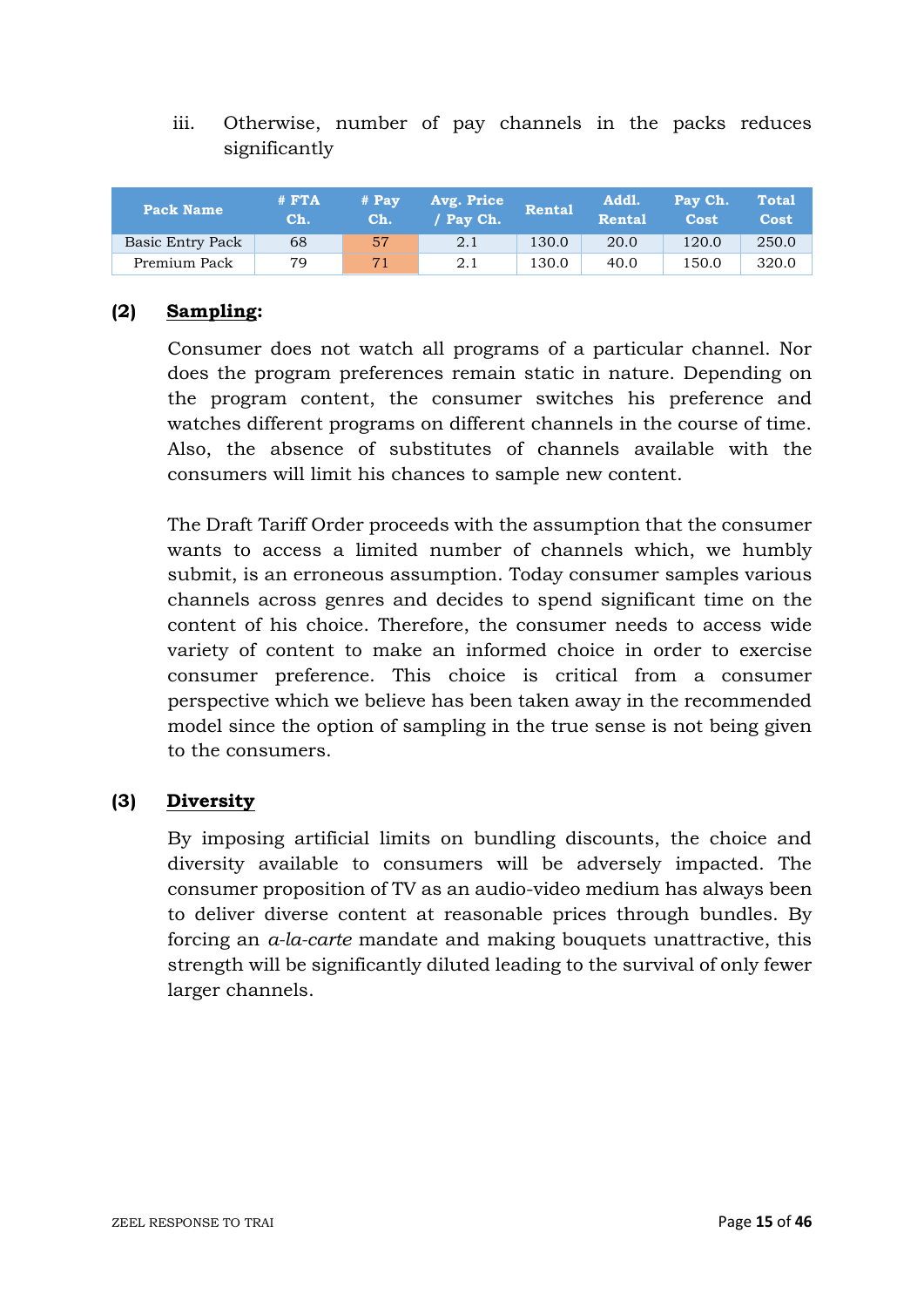iii. Otherwise, number of pay channels in the packs reduces significantly

| Pack Name | # FTA Ch. | # Pay Ch. | Avg. Price / Pay Ch. | Rental | Addl. Rental | Pay Ch. Cost | Total Cost |
|---|---|---|---|---|---|---|---|
| Basic Entry Pack | 68 | 57 | 2.1 | 130.0 | 20.0 | 120.0 | 250.0 |
| Premium Pack | 79 | 71 | 2.1 | 130.0 | 40.0 | 150.0 | 320.0 |

**(2) <u>Sampling</u>:**

Consumer does not watch all programs of a particular channel. Nor does the program preferences remain static in nature. Depending on the program content, the consumer switches his preference and watches different programs on different channels in the course of time. Also, the absence of substitutes of channels available with the consumers will limit his chances to sample new content.

The Draft Tariff Order proceeds with the assumption that the consumer wants to access a limited number of channels which, we humbly submit, is an erroneous assumption. Today consumer samples various channels across genres and decides to spend significant time on the content of his choice. Therefore, the consumer needs to access wide variety of content to make an informed choice in order to exercise consumer preference. This choice is critical from a consumer perspective which we believe has been taken away in the recommended model since the option of sampling in the true sense is not being given to the consumers.

**(3) <u>Diversity</u>**

By imposing artificial limits on bundling discounts, the choice and diversity available to consumers will be adversely impacted. The consumer proposition of TV as an audio-video medium has always been to deliver diverse content at reasonable prices through bundles. By forcing an *a-la-carte* mandate and making bouquets unattractive, this strength will be significantly diluted leading to the survival of only fewer larger channels.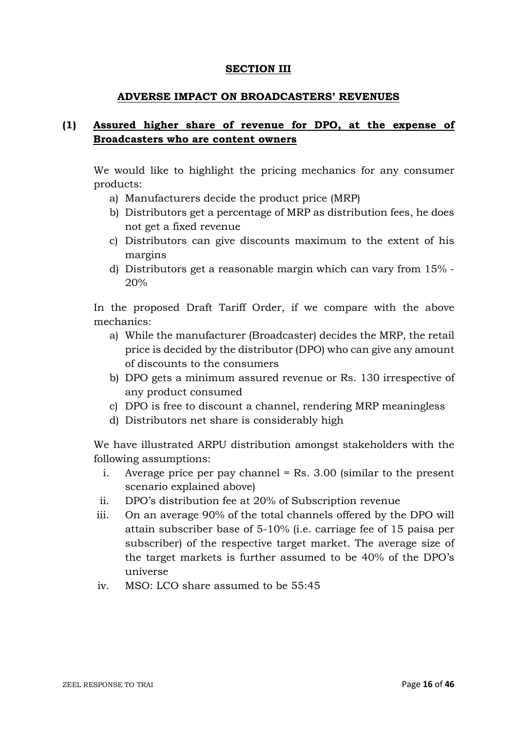## SECTION III

## ADVERSE IMPACT ON BROADCASTERS' REVENUES

### (1) Assured higher share of revenue for DPO, at the expense of Broadcasters who are content owners

We would like to highlight the pricing mechanics for any consumer products:

a) Manufacturers decide the product price (MRP)
b) Distributors get a percentage of MRP as distribution fees, he does not get a fixed revenue
c) Distributors can give discounts maximum to the extent of his margins
d) Distributors get a reasonable margin which can vary from 15% - 20%

In the proposed Draft Tariff Order, if we compare with the above mechanics:

a) While the manufacturer (Broadcaster) decides the MRP, the retail price is decided by the distributor (DPO) who can give any amount of discounts to the consumers
b) DPO gets a minimum assured revenue or Rs. 130 irrespective of any product consumed
c) DPO is free to discount a channel, rendering MRP meaningless
d) Distributors net share is considerably high

We have illustrated ARPU distribution amongst stakeholders with the following assumptions:

i. Average price per pay channel = Rs. 3.00 (similar to the present scenario explained above)
ii. DPO's distribution fee at 20% of Subscription revenue
iii. On an average 90% of the total channels offered by the DPO will attain subscriber base of 5-10% (i.e. carriage fee of 15 paisa per subscriber) of the respective target market. The average size of the target markets is further assumed to be 40% of the DPO's universe
iv. MSO: LCO share assumed to be 55:45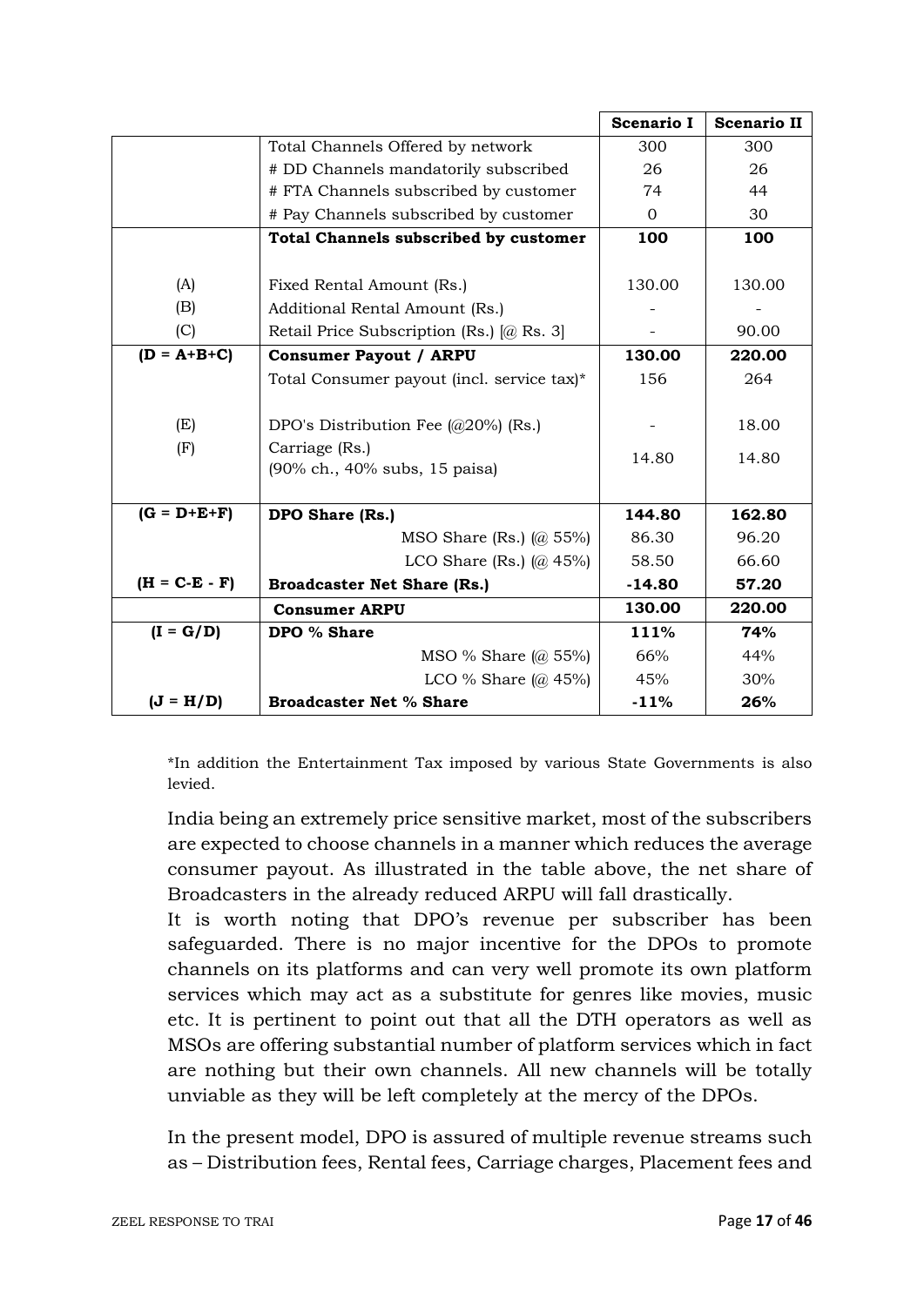| | | Scenario I | Scenario II |
|---|---|---|---|
| | Total Channels Offered by network | 300 | 300 |
| | # DD Channels mandatorily subscribed | 26 | 26 |
| | # FTA Channels subscribed by customer | 74 | 44 |
| | # Pay Channels subscribed by customer | 0 | 30 |
| | **Total Channels subscribed by customer** | **100** | **100** |
| (A) | Fixed Rental Amount (Rs.) | 130.00 | 130.00 |
| (B) | Additional Rental Amount (Rs.) | - | - |
| (C) | Retail Price Subscription (Rs.) [@ Rs. 3] | - | 90.00 |
| **(D = A+B+C)** | **Consumer Payout / ARPU** | **130.00** | **220.00** |
| | Total Consumer payout (incl. service tax)* | 156 | 264 |
| (E) | DPO's Distribution Fee (@20%) (Rs.) | - | 18.00 |
| (F) | Carriage (Rs.) (90% ch., 40% subs, 15 paisa) | 14.80 | 14.80 |
| **(G = D+E+F)** | **DPO Share (Rs.)** | **144.80** | **162.80** |
| | MSO Share (Rs.) (@ 55%) | 86.30 | 96.20 |
| | LCO Share (Rs.) (@ 45%) | 58.50 | 66.60 |
| **(H = C-E - F)** | **Broadcaster Net Share (Rs.)** | **-14.80** | **57.20** |
| | **Consumer ARPU** | **130.00** | **220.00** |
| **(I = G/D)** | **DPO % Share** | **111%** | **74%** |
| | MSO % Share (@ 55%) | 66% | 44% |
| | LCO % Share (@ 45%) | 45% | 30% |
| **(J = H/D)** | **Broadcaster Net % Share** | **-11%** | **26%** |

*In addition the Entertainment Tax imposed by various State Governments is also levied.

India being an extremely price sensitive market, most of the subscribers are expected to choose channels in a manner which reduces the average consumer payout. As illustrated in the table above, the net share of Broadcasters in the already reduced ARPU will fall drastically.

It is worth noting that DPO's revenue per subscriber has been safeguarded. There is no major incentive for the DPOs to promote channels on its platforms and can very well promote its own platform services which may act as a substitute for genres like movies, music etc. It is pertinent to point out that all the DTH operators as well as MSOs are offering substantial number of platform services which in fact are nothing but their own channels. All new channels will be totally unviable as they will be left completely at the mercy of the DPOs.

In the present model, DPO is assured of multiple revenue streams such as – Distribution fees, Rental fees, Carriage charges, Placement fees and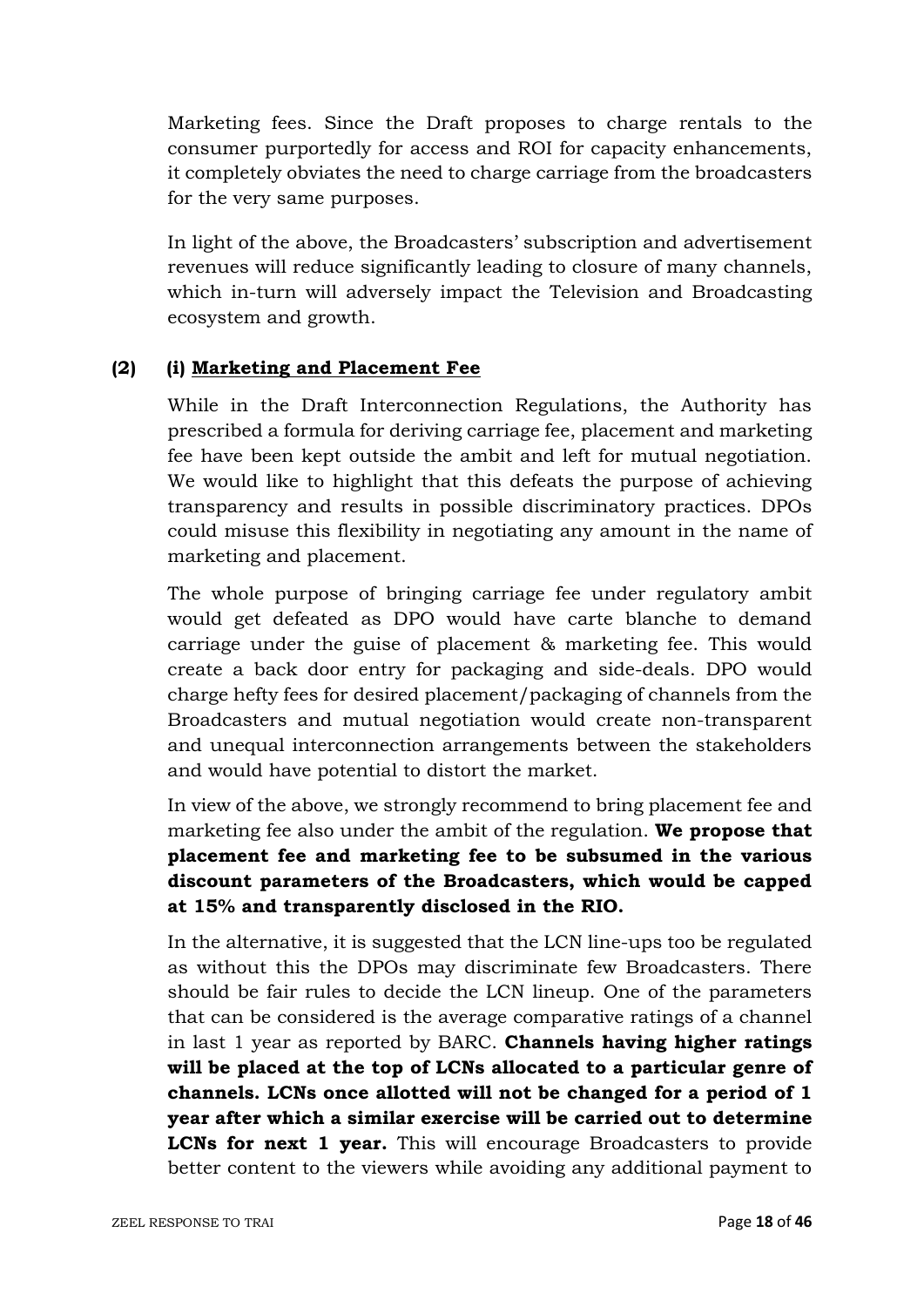Marketing fees. Since the Draft proposes to charge rentals to the consumer purportedly for access and ROI for capacity enhancements, it completely obviates the need to charge carriage from the broadcasters for the very same purposes.

In light of the above, the Broadcasters' subscription and advertisement revenues will reduce significantly leading to closure of many channels, which in-turn will adversely impact the Television and Broadcasting ecosystem and growth.

**(2) (i) <u>Marketing and Placement Fee</u>**

While in the Draft Interconnection Regulations, the Authority has prescribed a formula for deriving carriage fee, placement and marketing fee have been kept outside the ambit and left for mutual negotiation. We would like to highlight that this defeats the purpose of achieving transparency and results in possible discriminatory practices. DPOs could misuse this flexibility in negotiating any amount in the name of marketing and placement.

The whole purpose of bringing carriage fee under regulatory ambit would get defeated as DPO would have carte blanche to demand carriage under the guise of placement & marketing fee. This would create a back door entry for packaging and side-deals. DPO would charge hefty fees for desired placement/packaging of channels from the Broadcasters and mutual negotiation would create non-transparent and unequal interconnection arrangements between the stakeholders and would have potential to distort the market.

In view of the above, we strongly recommend to bring placement fee and marketing fee also under the ambit of the regulation. **We propose that placement fee and marketing fee to be subsumed in the various discount parameters of the Broadcasters, which would be capped at 15% and transparently disclosed in the RIO.**

In the alternative, it is suggested that the LCN line-ups too be regulated as without this the DPOs may discriminate few Broadcasters. There should be fair rules to decide the LCN lineup. One of the parameters that can be considered is the average comparative ratings of a channel in last 1 year as reported by BARC. **Channels having higher ratings will be placed at the top of LCNs allocated to a particular genre of channels. LCNs once allotted will not be changed for a period of 1 year after which a similar exercise will be carried out to determine LCNs for next 1 year.** This will encourage Broadcasters to provide better content to the viewers while avoiding any additional payment to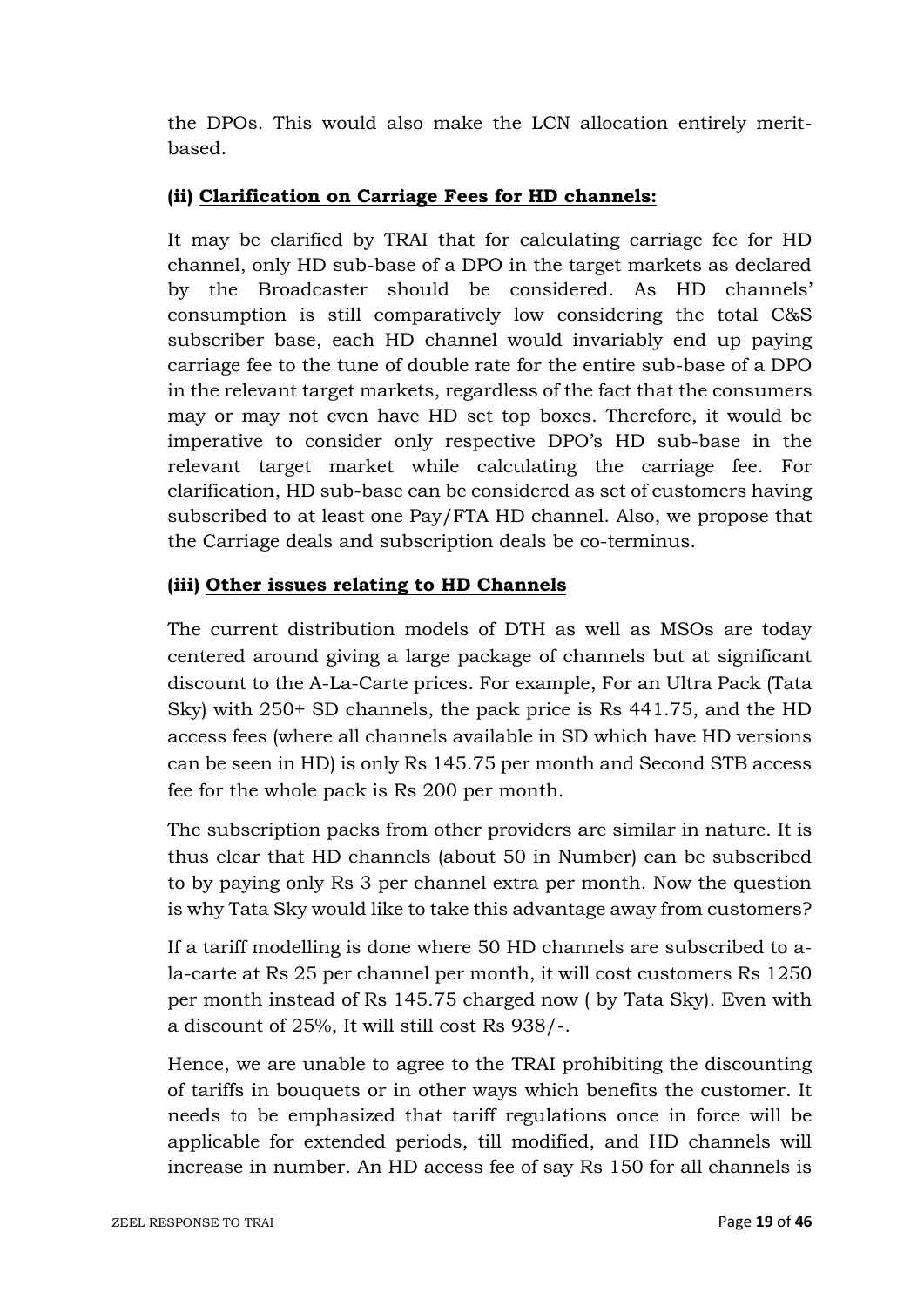the DPOs. This would also make the LCN allocation entirely merit-based.

**(ii) <u>Clarification on Carriage Fees for HD channels:</u>**

It may be clarified by TRAI that for calculating carriage fee for HD channel, only HD sub-base of a DPO in the target markets as declared by the Broadcaster should be considered. As HD channels' consumption is still comparatively low considering the total C&S subscriber base, each HD channel would invariably end up paying carriage fee to the tune of double rate for the entire sub-base of a DPO in the relevant target markets, regardless of the fact that the consumers may or may not even have HD set top boxes. Therefore, it would be imperative to consider only respective DPO's HD sub-base in the relevant target market while calculating the carriage fee. For clarification, HD sub-base can be considered as set of customers having subscribed to at least one Pay/FTA HD channel. Also, we propose that the Carriage deals and subscription deals be co-terminus.

**(iii) <u>Other issues relating to HD Channels</u>**

The current distribution models of DTH as well as MSOs are today centered around giving a large package of channels but at significant discount to the A-La-Carte prices. For example, For an Ultra Pack (Tata Sky) with 250+ SD channels, the pack price is Rs 441.75, and the HD access fees (where all channels available in SD which have HD versions can be seen in HD) is only Rs 145.75 per month and Second STB access fee for the whole pack is Rs 200 per month.

The subscription packs from other providers are similar in nature. It is thus clear that HD channels (about 50 in Number) can be subscribed to by paying only Rs 3 per channel extra per month. Now the question is why Tata Sky would like to take this advantage away from customers?

If a tariff modelling is done where 50 HD channels are subscribed to a-la-carte at Rs 25 per channel per month, it will cost customers Rs 1250 per month instead of Rs 145.75 charged now ( by Tata Sky). Even with a discount of 25%, It will still cost Rs 938/-.

Hence, we are unable to agree to the TRAI prohibiting the discounting of tariffs in bouquets or in other ways which benefits the customer. It needs to be emphasized that tariff regulations once in force will be applicable for extended periods, till modified, and HD channels will increase in number. An HD access fee of say Rs 150 for all channels is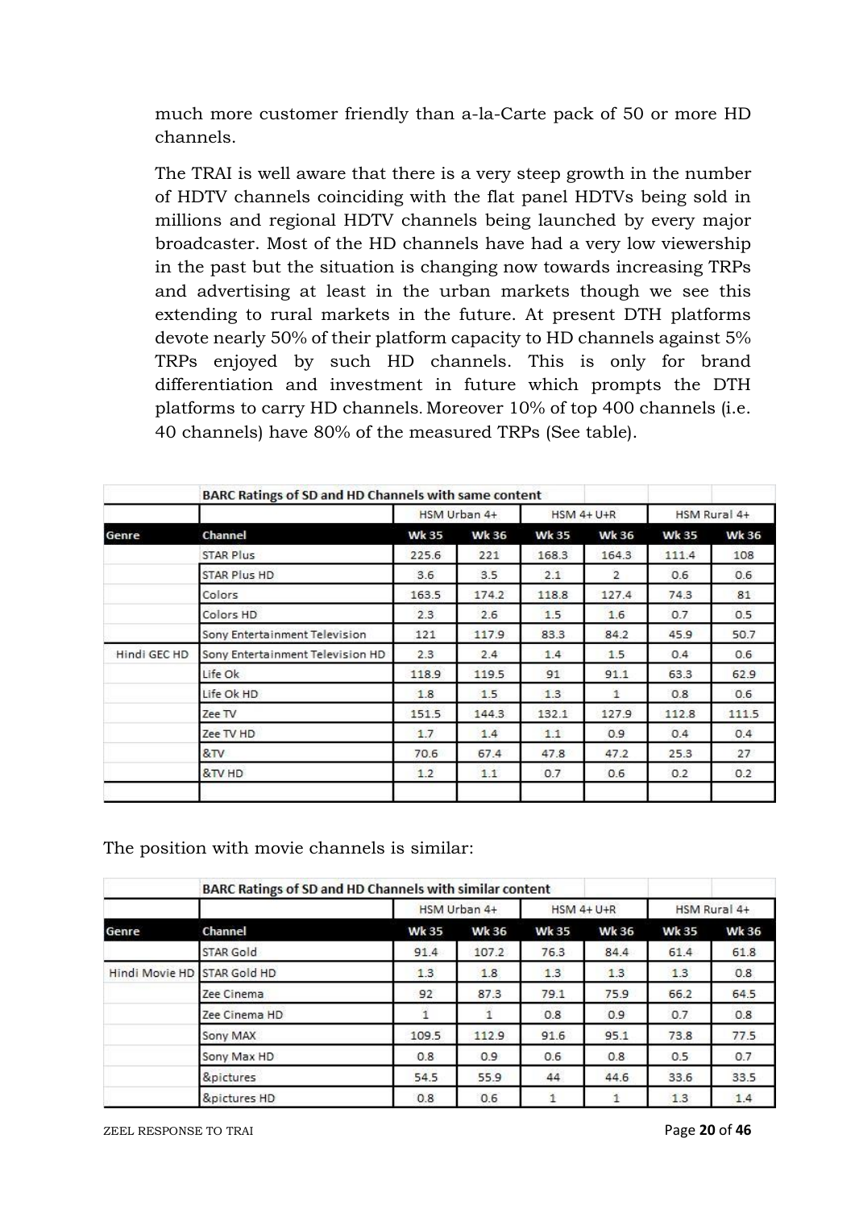much more customer friendly than a-la-Carte pack of 50 or more HD channels.

The TRAI is well aware that there is a very steep growth in the number of HDTV channels coinciding with the flat panel HDTVs being sold in millions and regional HDTV channels being launched by every major broadcaster. Most of the HD channels have had a very low viewership in the past but the situation is changing now towards increasing TRPs and advertising at least in the urban markets though we see this extending to rural markets in the future. At present DTH platforms devote nearly 50% of their platform capacity to HD channels against 5% TRPs enjoyed by such HD channels. This is only for brand differentiation and investment in future which prompts the DTH platforms to carry HD channels. Moreover 10% of top 400 channels (i.e. 40 channels) have 80% of the measured TRPs (See table).

| | **BARC Ratings of SD and HD Channels with same content** | | | | | | |
|---|---|---|---|---|---|---|---|
| | | HSM Urban 4+ | | HSM 4+ U+R | | HSM Rural 4+ | |
| **Genre** | **Channel** | **Wk 35** | **Wk 36** | **Wk 35** | **Wk 36** | **Wk 35** | **Wk 36** |
| | STAR Plus | 225.6 | 221 | 168.3 | 164.3 | 111.4 | 108 |
| | STAR Plus HD | 3.6 | 3.5 | 2.1 | 2 | 0.6 | 0.6 |
| | Colors | 163.5 | 174.2 | 118.8 | 127.4 | 74.3 | 81 |
| | Colors HD | 2.3 | 2.6 | 1.5 | 1.6 | 0.7 | 0.5 |
| | Sony Entertainment Television | 121 | 117.9 | 83.3 | 84.2 | 45.9 | 50.7 |
| Hindi GEC HD | Sony Entertainment Television HD | 2.3 | 2.4 | 1.4 | 1.5 | 0.4 | 0.6 |
| | Life Ok | 118.9 | 119.5 | 91 | 91.1 | 63.3 | 62.9 |
| | Life Ok HD | 1.8 | 1.5 | 1.3 | 1 | 0.8 | 0.6 |
| | Zee TV | 151.5 | 144.3 | 132.1 | 127.9 | 112.8 | 111.5 |
| | Zee TV HD | 1.7 | 1.4 | 1.1 | 0.9 | 0.4 | 0.4 |
| | &TV | 70.6 | 67.4 | 47.8 | 47.2 | 25.3 | 27 |
| | &TV HD | 1.2 | 1.1 | 0.7 | 0.6 | 0.2 | 0.2 |
| | | | | | | | |

The position with movie channels is similar:

| | **BARC Ratings of SD and HD Channels with similar content** | | | | | | |
|---|---|---|---|---|---|---|---|
| | | HSM Urban 4+ | | HSM 4+ U+R | | HSM Rural 4+ | |
| **Genre** | **Channel** | **Wk 35** | **Wk 36** | **Wk 35** | **Wk 36** | **Wk 35** | **Wk 36** |
| | STAR Gold | 91.4 | 107.2 | 76.3 | 84.4 | 61.4 | 61.8 |
| Hindi Movie HD | STAR Gold HD | 1.3 | 1.8 | 1.3 | 1.3 | 1.3 | 0.8 |
| | Zee Cinema | 92 | 87.3 | 79.1 | 75.9 | 66.2 | 64.5 |
| | Zee Cinema HD | 1 | 1 | 0.8 | 0.9 | 0.7 | 0.8 |
| | Sony MAX | 109.5 | 112.9 | 91.6 | 95.1 | 73.8 | 77.5 |
| | Sony Max HD | 0.8 | 0.9 | 0.6 | 0.8 | 0.5 | 0.7 |
| | &pictures | 54.5 | 55.9 | 44 | 44.6 | 33.6 | 33.5 |
| | &pictures HD | 0.8 | 0.6 | 1 | 1 | 1.3 | 1.4 |

ZEEL RESPONSE TO TRAI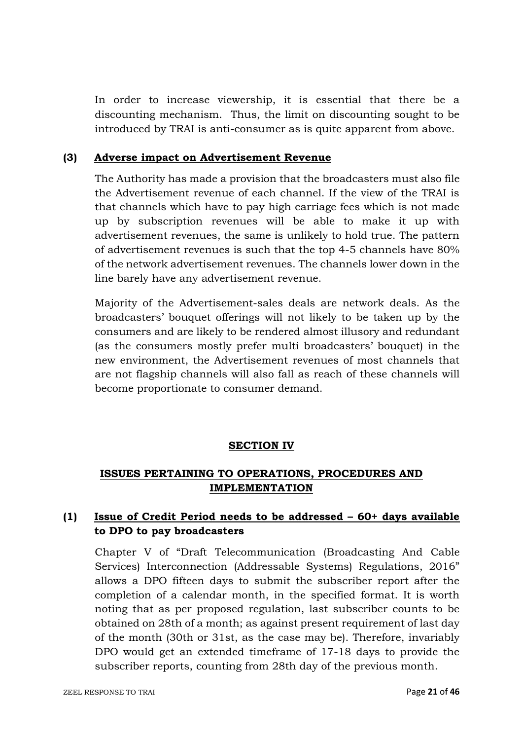In order to increase viewership, it is essential that there be a discounting mechanism. Thus, the limit on discounting sought to be introduced by TRAI is anti-consumer as is quite apparent from above.

### (3) Adverse impact on Advertisement Revenue

The Authority has made a provision that the broadcasters must also file the Advertisement revenue of each channel. If the view of the TRAI is that channels which have to pay high carriage fees which is not made up by subscription revenues will be able to make it up with advertisement revenues, the same is unlikely to hold true. The pattern of advertisement revenues is such that the top 4-5 channels have 80% of the network advertisement revenues. The channels lower down in the line barely have any advertisement revenue.

Majority of the Advertisement-sales deals are network deals. As the broadcasters' bouquet offerings will not likely to be taken up by the consumers and are likely to be rendered almost illusory and redundant (as the consumers mostly prefer multi broadcasters' bouquet) in the new environment, the Advertisement revenues of most channels that are not flagship channels will also fall as reach of these channels will become proportionate to consumer demand.

## SECTION IV

## ISSUES PERTAINING TO OPERATIONS, PROCEDURES AND IMPLEMENTATION

### (1) Issue of Credit Period needs to be addressed – 60+ days available to DPO to pay broadcasters

Chapter V of "Draft Telecommunication (Broadcasting And Cable Services) Interconnection (Addressable Systems) Regulations, 2016" allows a DPO fifteen days to submit the subscriber report after the completion of a calendar month, in the specified format. It is worth noting that as per proposed regulation, last subscriber counts to be obtained on 28th of a month; as against present requirement of last day of the month (30th or 31st, as the case may be). Therefore, invariably DPO would get an extended timeframe of 17-18 days to provide the subscriber reports, counting from 28th day of the previous month.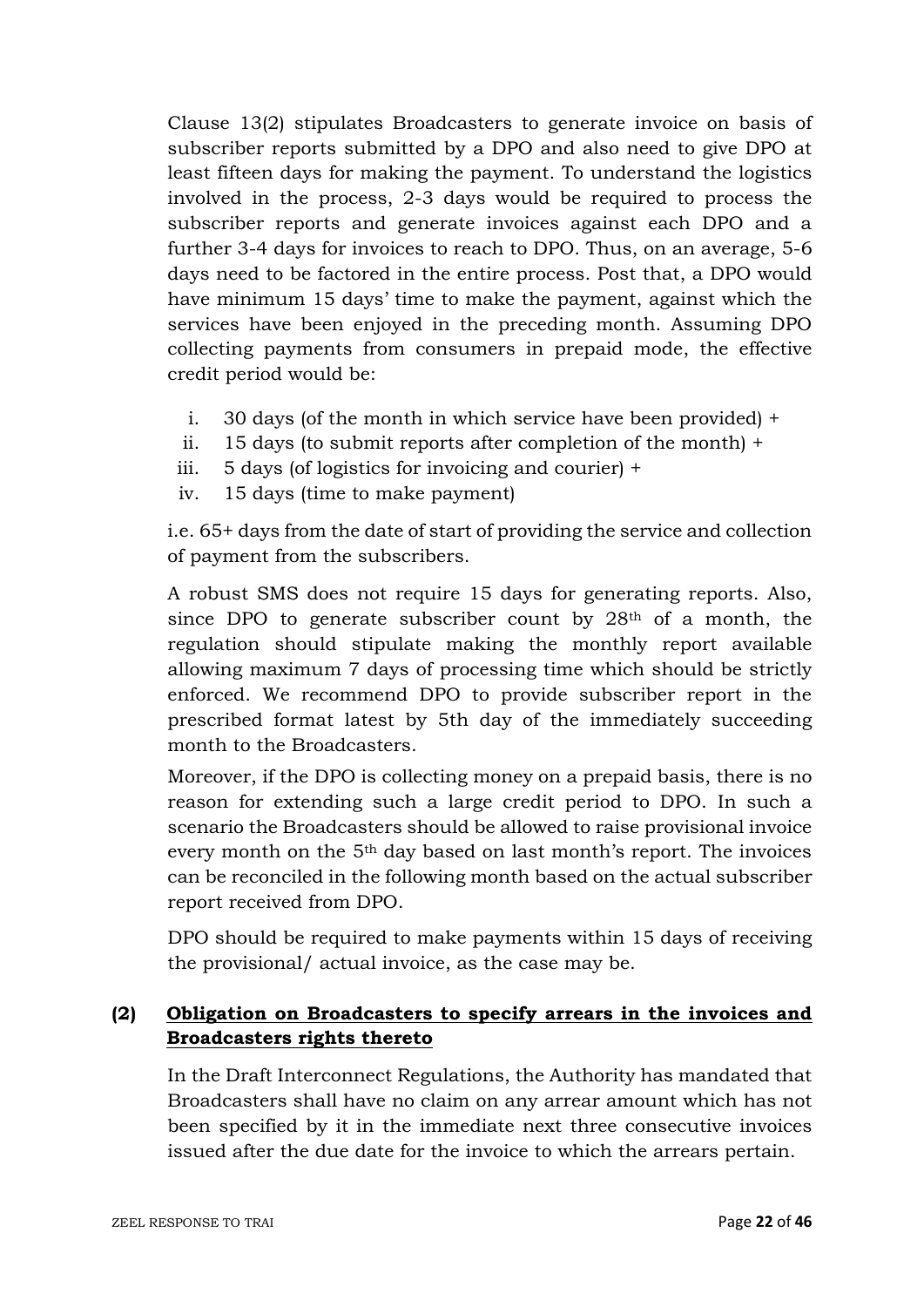Clause 13(2) stipulates Broadcasters to generate invoice on basis of subscriber reports submitted by a DPO and also need to give DPO at least fifteen days for making the payment. To understand the logistics involved in the process, 2-3 days would be required to process the subscriber reports and generate invoices against each DPO and a further 3-4 days for invoices to reach to DPO. Thus, on an average, 5-6 days need to be factored in the entire process. Post that, a DPO would have minimum 15 days' time to make the payment, against which the services have been enjoyed in the preceding month. Assuming DPO collecting payments from consumers in prepaid mode, the effective credit period would be:

i. 30 days (of the month in which service have been provided) +
ii. 15 days (to submit reports after completion of the month) +
iii. 5 days (of logistics for invoicing and courier) +
iv. 15 days (time to make payment)

i.e. 65+ days from the date of start of providing the service and collection of payment from the subscribers.

A robust SMS does not require 15 days for generating reports. Also, since DPO to generate subscriber count by 28th of a month, the regulation should stipulate making the monthly report available allowing maximum 7 days of processing time which should be strictly enforced. We recommend DPO to provide subscriber report in the prescribed format latest by 5th day of the immediately succeeding month to the Broadcasters.

Moreover, if the DPO is collecting money on a prepaid basis, there is no reason for extending such a large credit period to DPO. In such a scenario the Broadcasters should be allowed to raise provisional invoice every month on the 5th day based on last month's report. The invoices can be reconciled in the following month based on the actual subscriber report received from DPO.

DPO should be required to make payments within 15 days of receiving the provisional/ actual invoice, as the case may be.

**(2) Obligation on Broadcasters to specify arrears in the invoices and Broadcasters rights thereto**

In the Draft Interconnect Regulations, the Authority has mandated that Broadcasters shall have no claim on any arrear amount which has not been specified by it in the immediate next three consecutive invoices issued after the due date for the invoice to which the arrears pertain.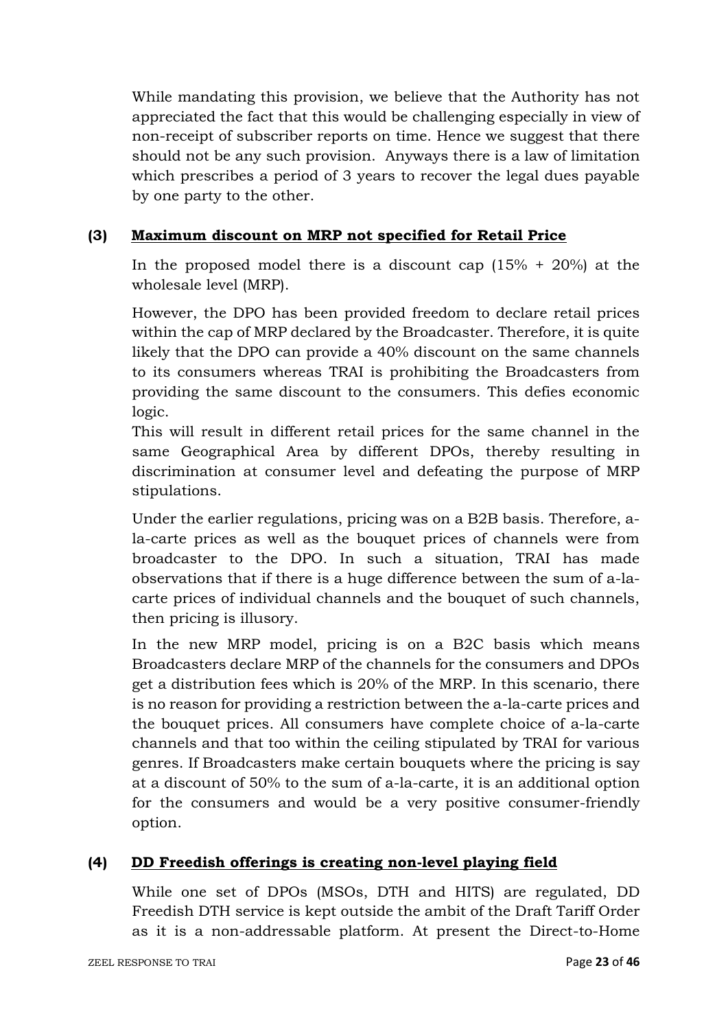While mandating this provision, we believe that the Authority has not appreciated the fact that this would be challenging especially in view of non-receipt of subscriber reports on time. Hence we suggest that there should not be any such provision. Anyways there is a law of limitation which prescribes a period of 3 years to recover the legal dues payable by one party to the other.

### (3) <u>Maximum discount on MRP not specified for Retail Price</u>

In the proposed model there is a discount cap (15% + 20%) at the wholesale level (MRP).

However, the DPO has been provided freedom to declare retail prices within the cap of MRP declared by the Broadcaster. Therefore, it is quite likely that the DPO can provide a 40% discount on the same channels to its consumers whereas TRAI is prohibiting the Broadcasters from providing the same discount to the consumers. This defies economic logic.

This will result in different retail prices for the same channel in the same Geographical Area by different DPOs, thereby resulting in discrimination at consumer level and defeating the purpose of MRP stipulations.

Under the earlier regulations, pricing was on a B2B basis. Therefore, a-la-carte prices as well as the bouquet prices of channels were from broadcaster to the DPO. In such a situation, TRAI has made observations that if there is a huge difference between the sum of a-la-carte prices of individual channels and the bouquet of such channels, then pricing is illusory.

In the new MRP model, pricing is on a B2C basis which means Broadcasters declare MRP of the channels for the consumers and DPOs get a distribution fees which is 20% of the MRP. In this scenario, there is no reason for providing a restriction between the a-la-carte prices and the bouquet prices. All consumers have complete choice of a-la-carte channels and that too within the ceiling stipulated by TRAI for various genres. If Broadcasters make certain bouquets where the pricing is say at a discount of 50% to the sum of a-la-carte, it is an additional option for the consumers and would be a very positive consumer-friendly option.

### (4) <u>DD Freedish offerings is creating non-level playing field</u>

While one set of DPOs (MSOs, DTH and HITS) are regulated, DD Freedish DTH service is kept outside the ambit of the Draft Tariff Order as it is a non-addressable platform. At present the Direct-to-Home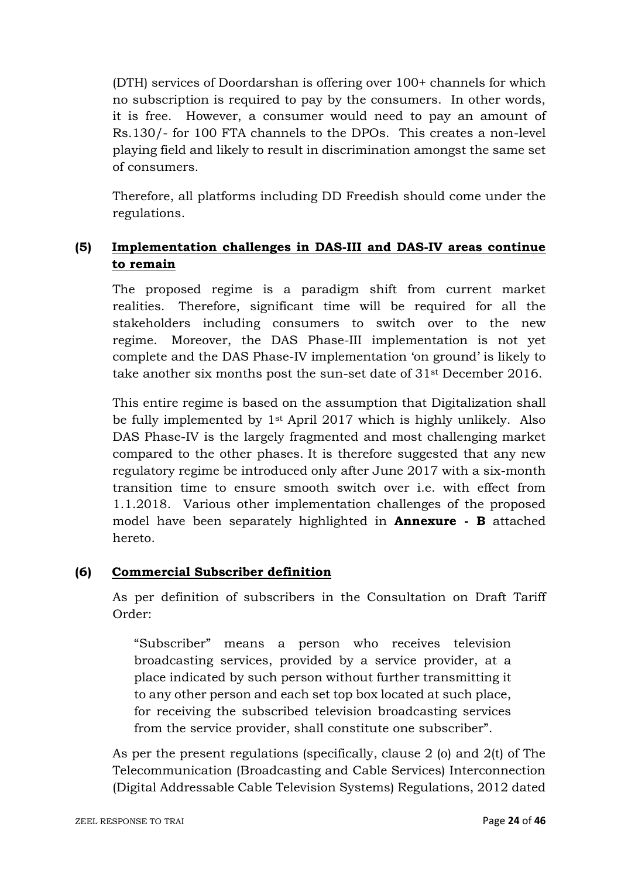(DTH) services of Doordarshan is offering over 100+ channels for which no subscription is required to pay by the consumers. In other words, it is free. However, a consumer would need to pay an amount of Rs.130/- for 100 FTA channels to the DPOs. This creates a non-level playing field and likely to result in discrimination amongst the same set of consumers.

Therefore, all platforms including DD Freedish should come under the regulations.

### (5) <u>Implementation challenges in DAS-III and DAS-IV areas continue to remain</u>

The proposed regime is a paradigm shift from current market realities. Therefore, significant time will be required for all the stakeholders including consumers to switch over to the new regime. Moreover, the DAS Phase-III implementation is not yet complete and the DAS Phase-IV implementation 'on ground' is likely to take another six months post the sun-set date of 31st December 2016.

This entire regime is based on the assumption that Digitalization shall be fully implemented by 1st April 2017 which is highly unlikely. Also DAS Phase-IV is the largely fragmented and most challenging market compared to the other phases. It is therefore suggested that any new regulatory regime be introduced only after June 2017 with a six-month transition time to ensure smooth switch over i.e. with effect from 1.1.2018. Various other implementation challenges of the proposed model have been separately highlighted in **Annexure - B** attached hereto.

### (6) <u>Commercial Subscriber definition</u>

As per definition of subscribers in the Consultation on Draft Tariff Order:

> "Subscriber" means a person who receives television broadcasting services, provided by a service provider, at a place indicated by such person without further transmitting it to any other person and each set top box located at such place, for receiving the subscribed television broadcasting services from the service provider, shall constitute one subscriber".

As per the present regulations (specifically, clause 2 (o) and 2(t) of The Telecommunication (Broadcasting and Cable Services) Interconnection (Digital Addressable Cable Television Systems) Regulations, 2012 dated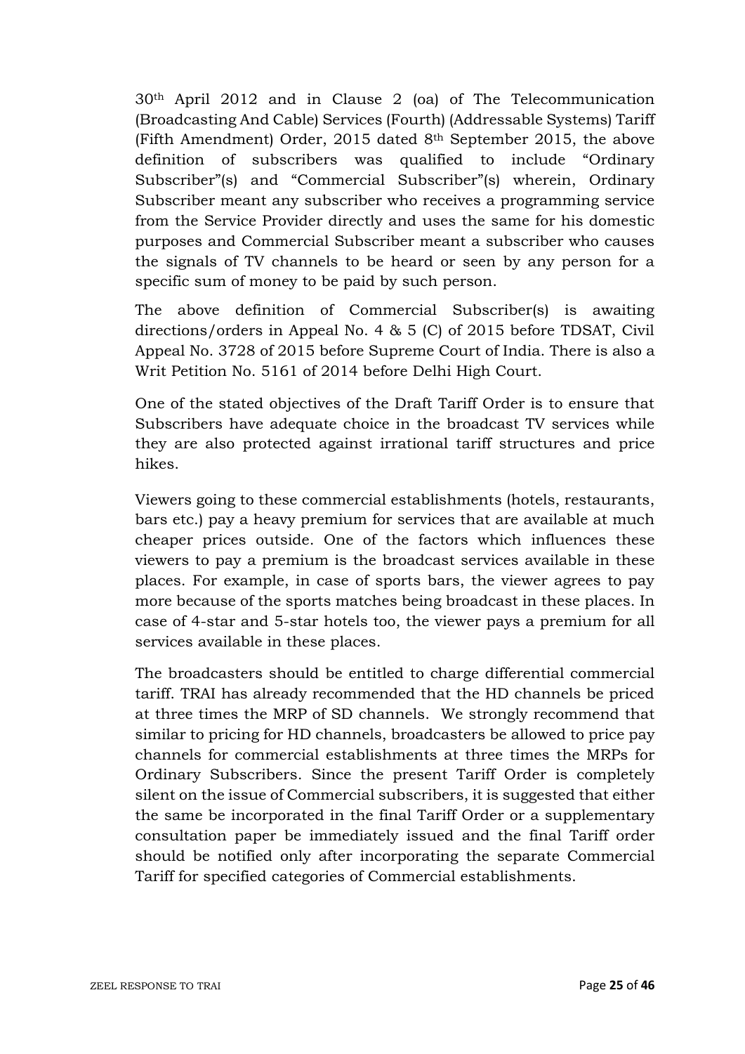30th April 2012 and in Clause 2 (oa) of The Telecommunication (Broadcasting And Cable) Services (Fourth) (Addressable Systems) Tariff (Fifth Amendment) Order, 2015 dated 8th September 2015, the above definition of subscribers was qualified to include "Ordinary Subscriber"(s) and "Commercial Subscriber"(s) wherein, Ordinary Subscriber meant any subscriber who receives a programming service from the Service Provider directly and uses the same for his domestic purposes and Commercial Subscriber meant a subscriber who causes the signals of TV channels to be heard or seen by any person for a specific sum of money to be paid by such person.

The above definition of Commercial Subscriber(s) is awaiting directions/orders in Appeal No. 4 & 5 (C) of 2015 before TDSAT, Civil Appeal No. 3728 of 2015 before Supreme Court of India. There is also a Writ Petition No. 5161 of 2014 before Delhi High Court.

One of the stated objectives of the Draft Tariff Order is to ensure that Subscribers have adequate choice in the broadcast TV services while they are also protected against irrational tariff structures and price hikes.

Viewers going to these commercial establishments (hotels, restaurants, bars etc.) pay a heavy premium for services that are available at much cheaper prices outside. One of the factors which influences these viewers to pay a premium is the broadcast services available in these places. For example, in case of sports bars, the viewer agrees to pay more because of the sports matches being broadcast in these places. In case of 4-star and 5-star hotels too, the viewer pays a premium for all services available in these places.

The broadcasters should be entitled to charge differential commercial tariff. TRAI has already recommended that the HD channels be priced at three times the MRP of SD channels. We strongly recommend that similar to pricing for HD channels, broadcasters be allowed to price pay channels for commercial establishments at three times the MRPs for Ordinary Subscribers. Since the present Tariff Order is completely silent on the issue of Commercial subscribers, it is suggested that either the same be incorporated in the final Tariff Order or a supplementary consultation paper be immediately issued and the final Tariff order should be notified only after incorporating the separate Commercial Tariff for specified categories of Commercial establishments.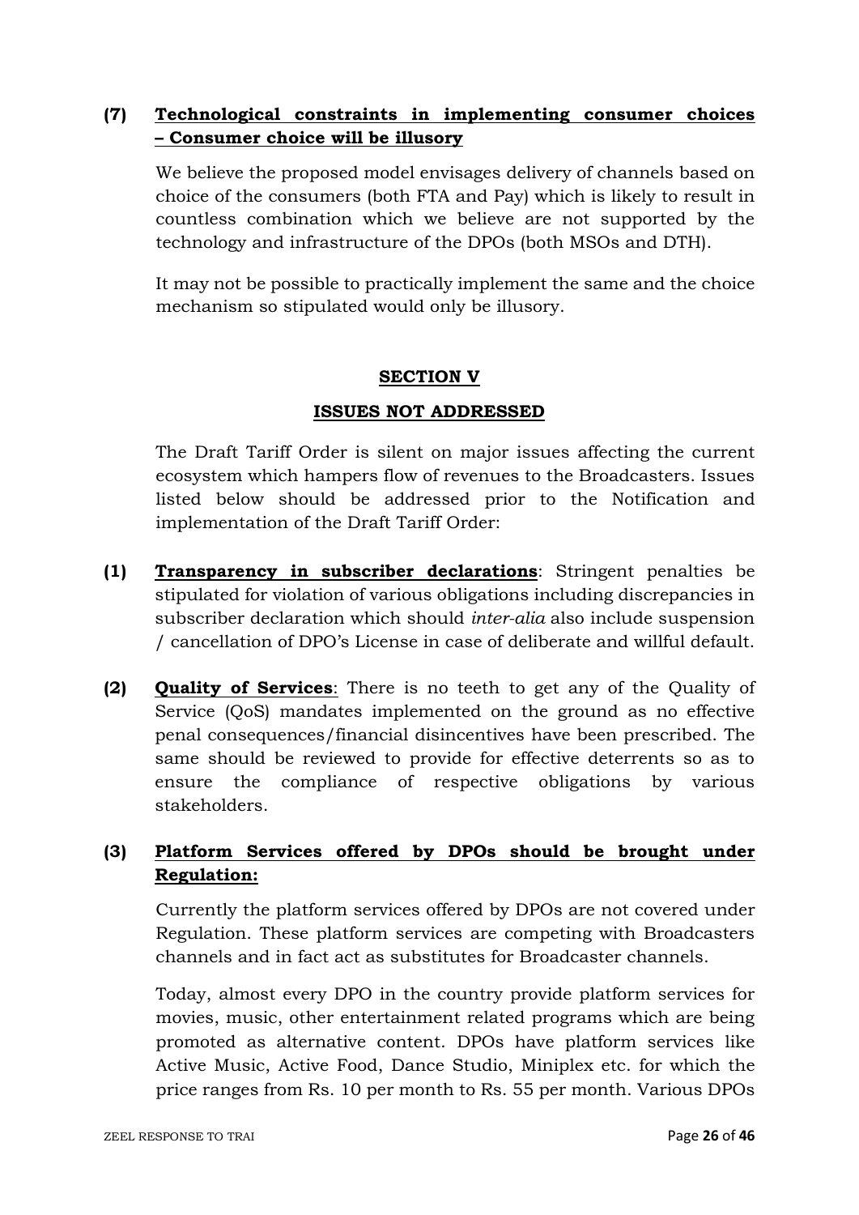**(7) <u>Technological constraints in implementing consumer choices – Consumer choice will be illusory</u>**

We believe the proposed model envisages delivery of channels based on choice of the consumers (both FTA and Pay) which is likely to result in countless combination which we believe are not supported by the technology and infrastructure of the DPOs (both MSOs and DTH).

It may not be possible to practically implement the same and the choice mechanism so stipulated would only be illusory.

## SECTION V

## ISSUES NOT ADDRESSED

The Draft Tariff Order is silent on major issues affecting the current ecosystem which hampers flow of revenues to the Broadcasters. Issues listed below should be addressed prior to the Notification and implementation of the Draft Tariff Order:

**(1) <u>Transparency in subscriber declarations</u>**: Stringent penalties be stipulated for violation of various obligations including discrepancies in subscriber declaration which should *inter-alia* also include suspension / cancellation of DPO's License in case of deliberate and willful default.

**(2) <u>Quality of Services</u>**: There is no teeth to get any of the Quality of Service (QoS) mandates implemented on the ground as no effective penal consequences/financial disincentives have been prescribed. The same should be reviewed to provide for effective deterrents so as to ensure the compliance of respective obligations by various stakeholders.

**(3) <u>Platform Services offered by DPOs should be brought under Regulation:</u>**

Currently the platform services offered by DPOs are not covered under Regulation. These platform services are competing with Broadcasters channels and in fact act as substitutes for Broadcaster channels.

Today, almost every DPO in the country provide platform services for movies, music, other entertainment related programs which are being promoted as alternative content. DPOs have platform services like Active Music, Active Food, Dance Studio, Miniplex etc. for which the price ranges from Rs. 10 per month to Rs. 55 per month. Various DPOs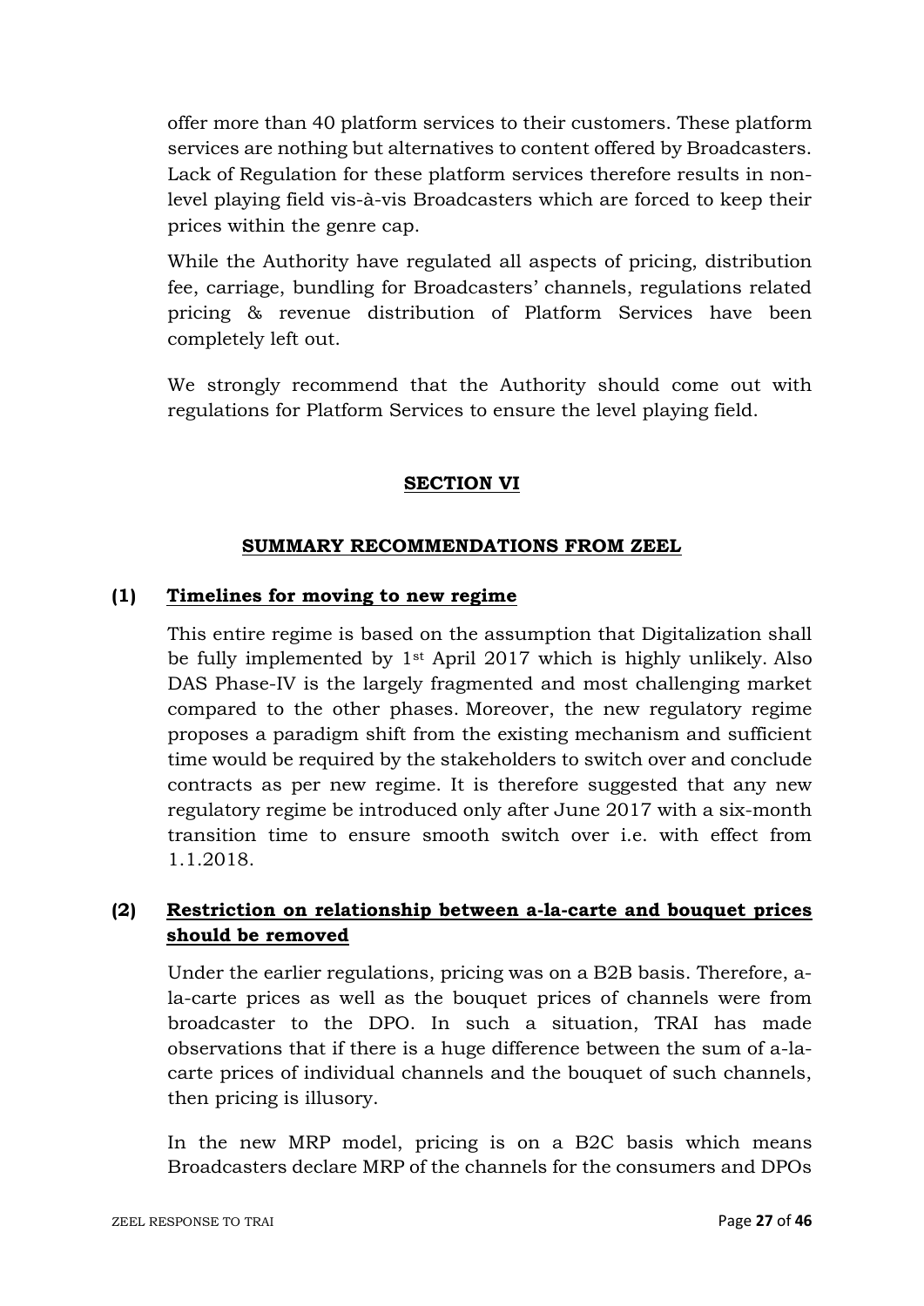offer more than 40 platform services to their customers. These platform services are nothing but alternatives to content offered by Broadcasters. Lack of Regulation for these platform services therefore results in non-level playing field vis-à-vis Broadcasters which are forced to keep their prices within the genre cap.

While the Authority have regulated all aspects of pricing, distribution fee, carriage, bundling for Broadcasters' channels, regulations related pricing & revenue distribution of Platform Services have been completely left out.

We strongly recommend that the Authority should come out with regulations for Platform Services to ensure the level playing field.

## SECTION VI

## SUMMARY RECOMMENDATIONS FROM ZEEL

### (1) Timelines for moving to new regime

This entire regime is based on the assumption that Digitalization shall be fully implemented by 1st April 2017 which is highly unlikely. Also DAS Phase-IV is the largely fragmented and most challenging market compared to the other phases. Moreover, the new regulatory regime proposes a paradigm shift from the existing mechanism and sufficient time would be required by the stakeholders to switch over and conclude contracts as per new regime. It is therefore suggested that any new regulatory regime be introduced only after June 2017 with a six-month transition time to ensure smooth switch over i.e. with effect from 1.1.2018.

### (2) Restriction on relationship between a-la-carte and bouquet prices should be removed

Under the earlier regulations, pricing was on a B2B basis. Therefore, a-la-carte prices as well as the bouquet prices of channels were from broadcaster to the DPO. In such a situation, TRAI has made observations that if there is a huge difference between the sum of a-la-carte prices of individual channels and the bouquet of such channels, then pricing is illusory.

In the new MRP model, pricing is on a B2C basis which means Broadcasters declare MRP of the channels for the consumers and DPOs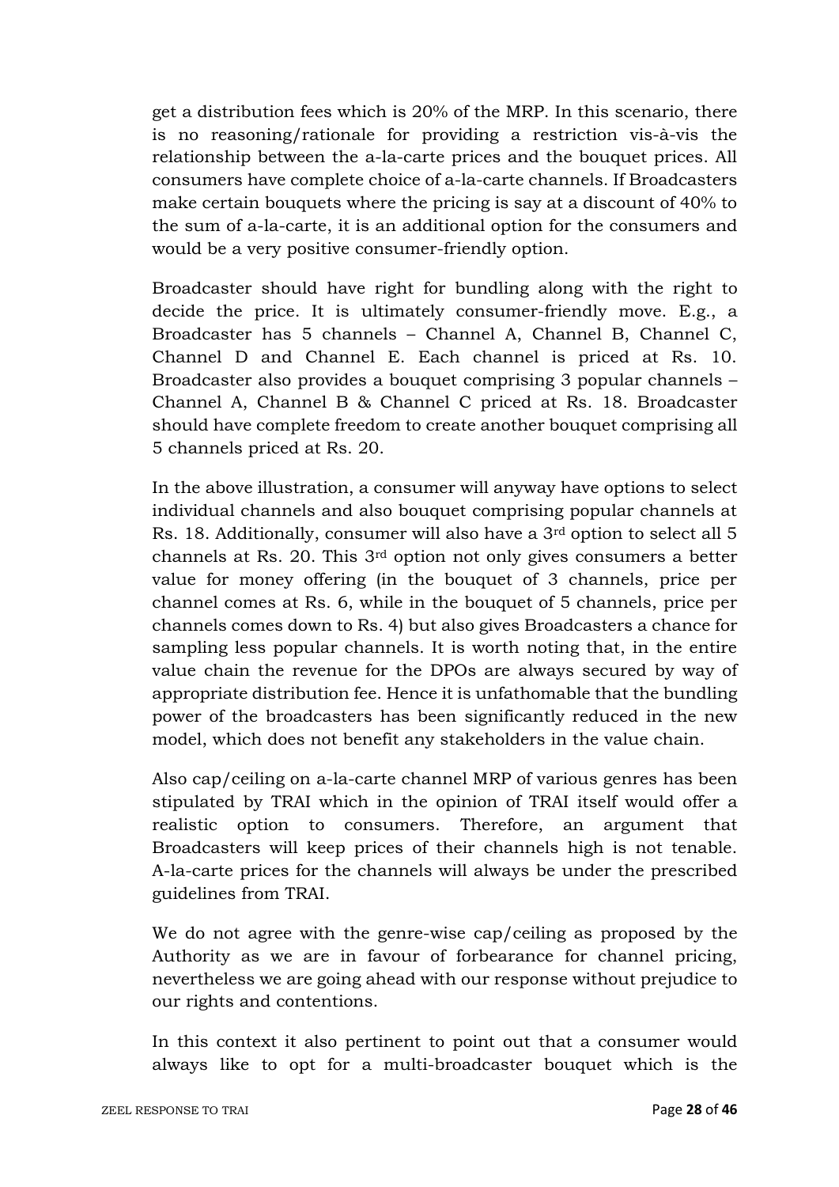get a distribution fees which is 20% of the MRP. In this scenario, there is no reasoning/rationale for providing a restriction vis-à-vis the relationship between the a-la-carte prices and the bouquet prices. All consumers have complete choice of a-la-carte channels. If Broadcasters make certain bouquets where the pricing is say at a discount of 40% to the sum of a-la-carte, it is an additional option for the consumers and would be a very positive consumer-friendly option.

Broadcaster should have right for bundling along with the right to decide the price. It is ultimately consumer-friendly move. E.g., a Broadcaster has 5 channels – Channel A, Channel B, Channel C, Channel D and Channel E. Each channel is priced at Rs. 10. Broadcaster also provides a bouquet comprising 3 popular channels – Channel A, Channel B & Channel C priced at Rs. 18. Broadcaster should have complete freedom to create another bouquet comprising all 5 channels priced at Rs. 20.

In the above illustration, a consumer will anyway have options to select individual channels and also bouquet comprising popular channels at Rs. 18. Additionally, consumer will also have a 3rd option to select all 5 channels at Rs. 20. This 3rd option not only gives consumers a better value for money offering (in the bouquet of 3 channels, price per channel comes at Rs. 6, while in the bouquet of 5 channels, price per channels comes down to Rs. 4) but also gives Broadcasters a chance for sampling less popular channels. It is worth noting that, in the entire value chain the revenue for the DPOs are always secured by way of appropriate distribution fee. Hence it is unfathomable that the bundling power of the broadcasters has been significantly reduced in the new model, which does not benefit any stakeholders in the value chain.

Also cap/ceiling on a-la-carte channel MRP of various genres has been stipulated by TRAI which in the opinion of TRAI itself would offer a realistic option to consumers. Therefore, an argument that Broadcasters will keep prices of their channels high is not tenable. A-la-carte prices for the channels will always be under the prescribed guidelines from TRAI.

We do not agree with the genre-wise cap/ceiling as proposed by the Authority as we are in favour of forbearance for channel pricing, nevertheless we are going ahead with our response without prejudice to our rights and contentions.

In this context it also pertinent to point out that a consumer would always like to opt for a multi-broadcaster bouquet which is the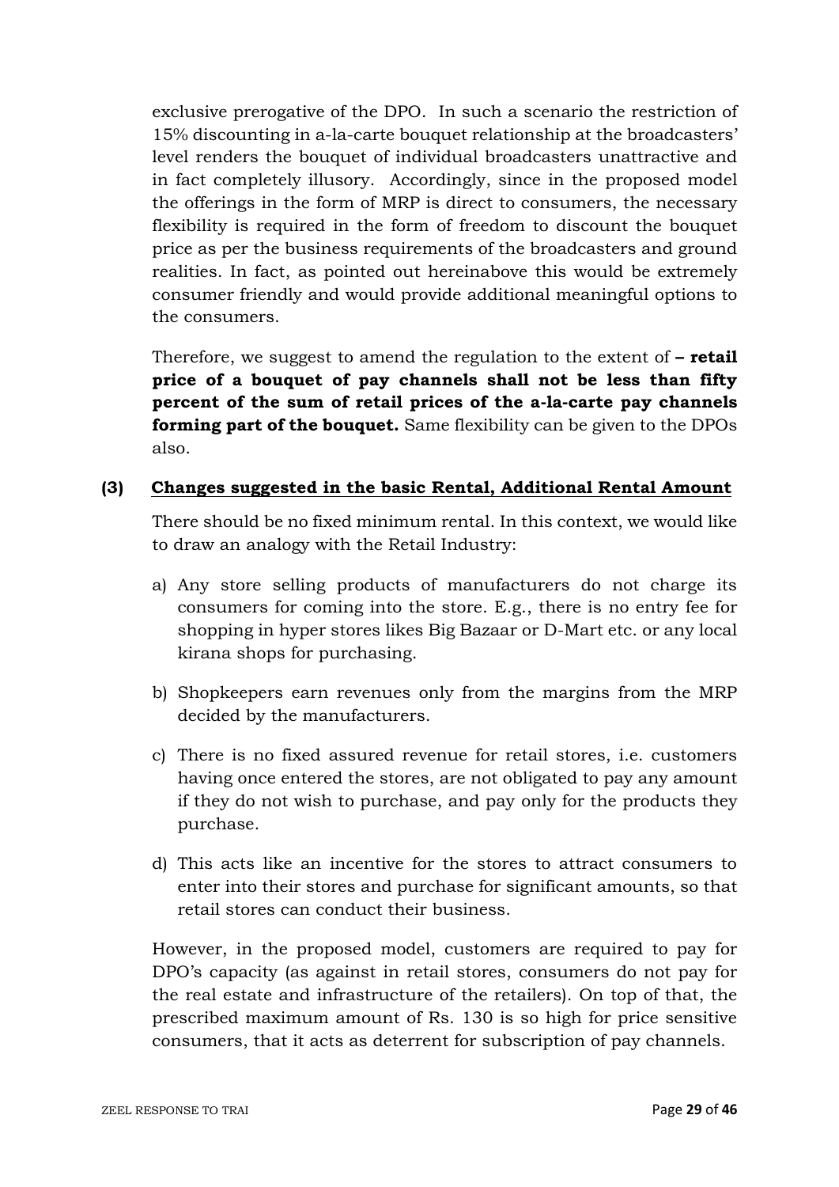exclusive prerogative of the DPO. In such a scenario the restriction of 15% discounting in a-la-carte bouquet relationship at the broadcasters' level renders the bouquet of individual broadcasters unattractive and in fact completely illusory. Accordingly, since in the proposed model the offerings in the form of MRP is direct to consumers, the necessary flexibility is required in the form of freedom to discount the bouquet price as per the business requirements of the broadcasters and ground realities. In fact, as pointed out hereinabove this would be extremely consumer friendly and would provide additional meaningful options to the consumers.

Therefore, we suggest to amend the regulation to the extent of **– retail price of a bouquet of pay channels shall not be less than fifty percent of the sum of retail prices of the a-la-carte pay channels forming part of the bouquet.** Same flexibility can be given to the DPOs also.

**(3) <u>Changes suggested in the basic Rental, Additional Rental Amount</u>**

There should be no fixed minimum rental. In this context, we would like to draw an analogy with the Retail Industry:

a) Any store selling products of manufacturers do not charge its consumers for coming into the store. E.g., there is no entry fee for shopping in hyper stores likes Big Bazaar or D-Mart etc. or any local kirana shops for purchasing.

b) Shopkeepers earn revenues only from the margins from the MRP decided by the manufacturers.

c) There is no fixed assured revenue for retail stores, i.e. customers having once entered the stores, are not obligated to pay any amount if they do not wish to purchase, and pay only for the products they purchase.

d) This acts like an incentive for the stores to attract consumers to enter into their stores and purchase for significant amounts, so that retail stores can conduct their business.

However, in the proposed model, customers are required to pay for DPO's capacity (as against in retail stores, consumers do not pay for the real estate and infrastructure of the retailers). On top of that, the prescribed maximum amount of Rs. 130 is so high for price sensitive consumers, that it acts as deterrent for subscription of pay channels.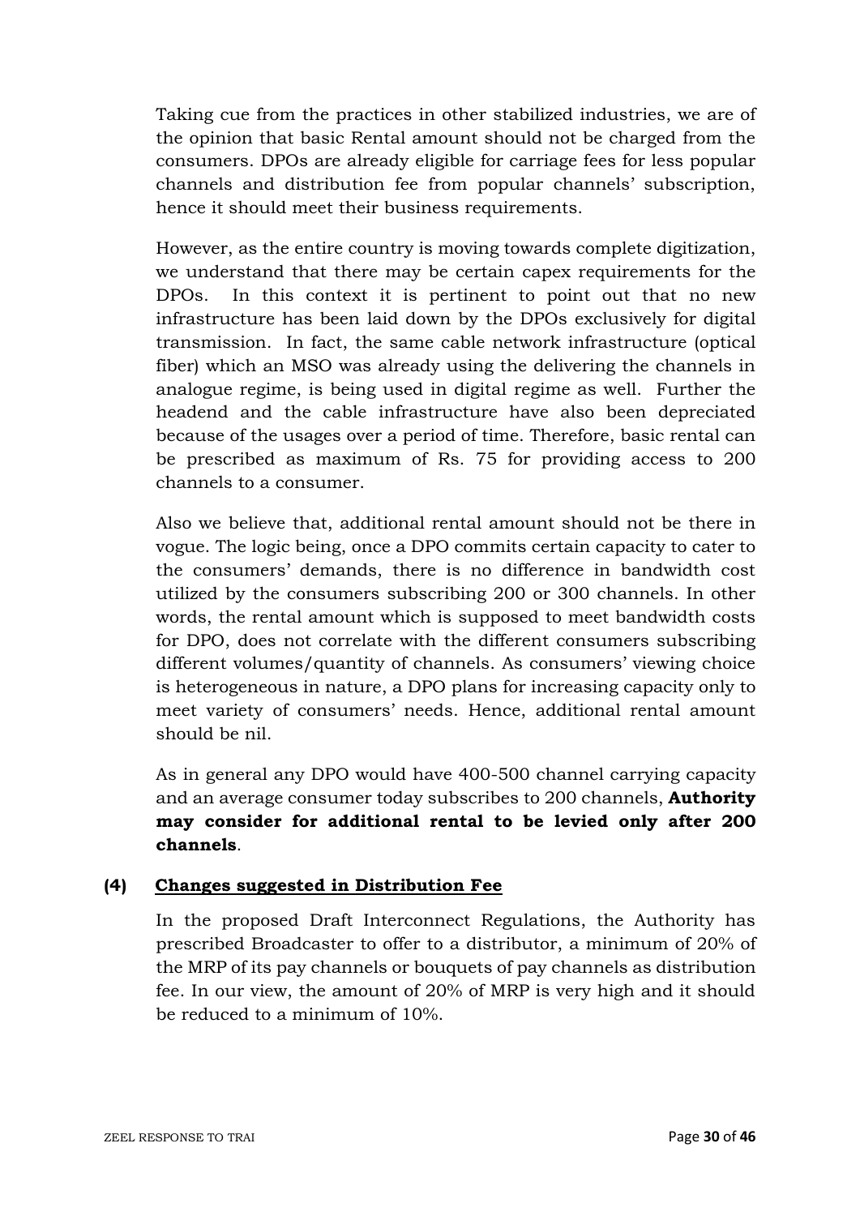Taking cue from the practices in other stabilized industries, we are of the opinion that basic Rental amount should not be charged from the consumers. DPOs are already eligible for carriage fees for less popular channels and distribution fee from popular channels' subscription, hence it should meet their business requirements.

However, as the entire country is moving towards complete digitization, we understand that there may be certain capex requirements for the DPOs. In this context it is pertinent to point out that no new infrastructure has been laid down by the DPOs exclusively for digital transmission. In fact, the same cable network infrastructure (optical fiber) which an MSO was already using the delivering the channels in analogue regime, is being used in digital regime as well. Further the headend and the cable infrastructure have also been depreciated because of the usages over a period of time. Therefore, basic rental can be prescribed as maximum of Rs. 75 for providing access to 200 channels to a consumer.

Also we believe that, additional rental amount should not be there in vogue. The logic being, once a DPO commits certain capacity to cater to the consumers' demands, there is no difference in bandwidth cost utilized by the consumers subscribing 200 or 300 channels. In other words, the rental amount which is supposed to meet bandwidth costs for DPO, does not correlate with the different consumers subscribing different volumes/quantity of channels. As consumers' viewing choice is heterogeneous in nature, a DPO plans for increasing capacity only to meet variety of consumers' needs. Hence, additional rental amount should be nil.

As in general any DPO would have 400-500 channel carrying capacity and an average consumer today subscribes to 200 channels, **Authority may consider for additional rental to be levied only after 200 channels**.

### (4) Changes suggested in Distribution Fee

In the proposed Draft Interconnect Regulations, the Authority has prescribed Broadcaster to offer to a distributor, a minimum of 20% of the MRP of its pay channels or bouquets of pay channels as distribution fee. In our view, the amount of 20% of MRP is very high and it should be reduced to a minimum of 10%.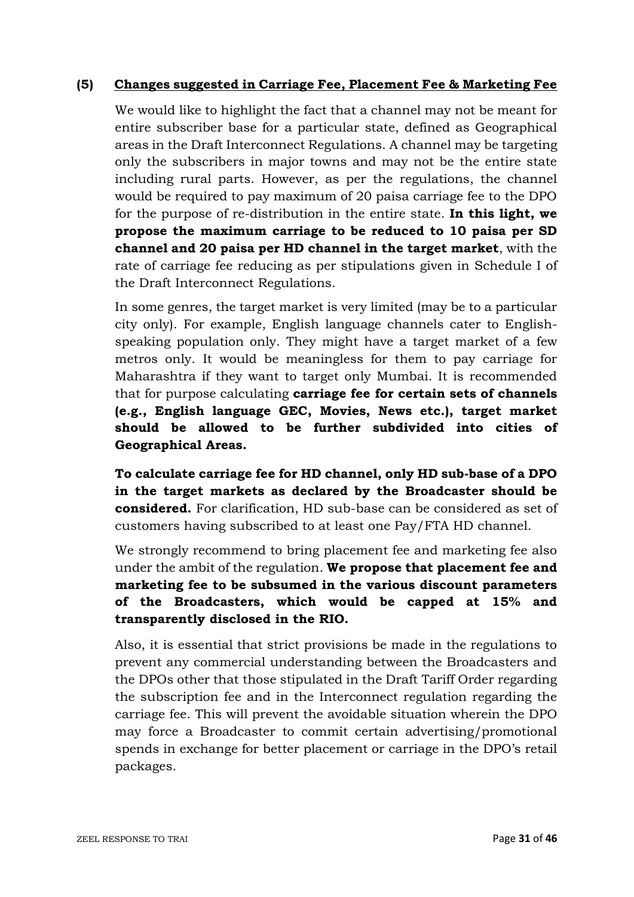## (5) Changes suggested in Carriage Fee, Placement Fee & Marketing Fee

We would like to highlight the fact that a channel may not be meant for entire subscriber base for a particular state, defined as Geographical areas in the Draft Interconnect Regulations. A channel may be targeting only the subscribers in major towns and may not be the entire state including rural parts. However, as per the regulations, the channel would be required to pay maximum of 20 paisa carriage fee to the DPO for the purpose of re-distribution in the entire state. **In this light, we propose the maximum carriage to be reduced to 10 paisa per SD channel and 20 paisa per HD channel in the target market**, with the rate of carriage fee reducing as per stipulations given in Schedule I of the Draft Interconnect Regulations.

In some genres, the target market is very limited (may be to a particular city only). For example, English language channels cater to English-speaking population only. They might have a target market of a few metros only. It would be meaningless for them to pay carriage for Maharashtra if they want to target only Mumbai. It is recommended that for purpose calculating **carriage fee for certain sets of channels (e.g., English language GEC, Movies, News etc.), target market should be allowed to be further subdivided into cities of Geographical Areas.**

**To calculate carriage fee for HD channel, only HD sub-base of a DPO in the target markets as declared by the Broadcaster should be considered.** For clarification, HD sub-base can be considered as set of customers having subscribed to at least one Pay/FTA HD channel.

We strongly recommend to bring placement fee and marketing fee also under the ambit of the regulation. **We propose that placement fee and marketing fee to be subsumed in the various discount parameters of the Broadcasters, which would be capped at 15% and transparently disclosed in the RIO.**

Also, it is essential that strict provisions be made in the regulations to prevent any commercial understanding between the Broadcasters and the DPOs other that those stipulated in the Draft Tariff Order regarding the subscription fee and in the Interconnect regulation regarding the carriage fee. This will prevent the avoidable situation wherein the DPO may force a Broadcaster to commit certain advertising/promotional spends in exchange for better placement or carriage in the DPO's retail packages.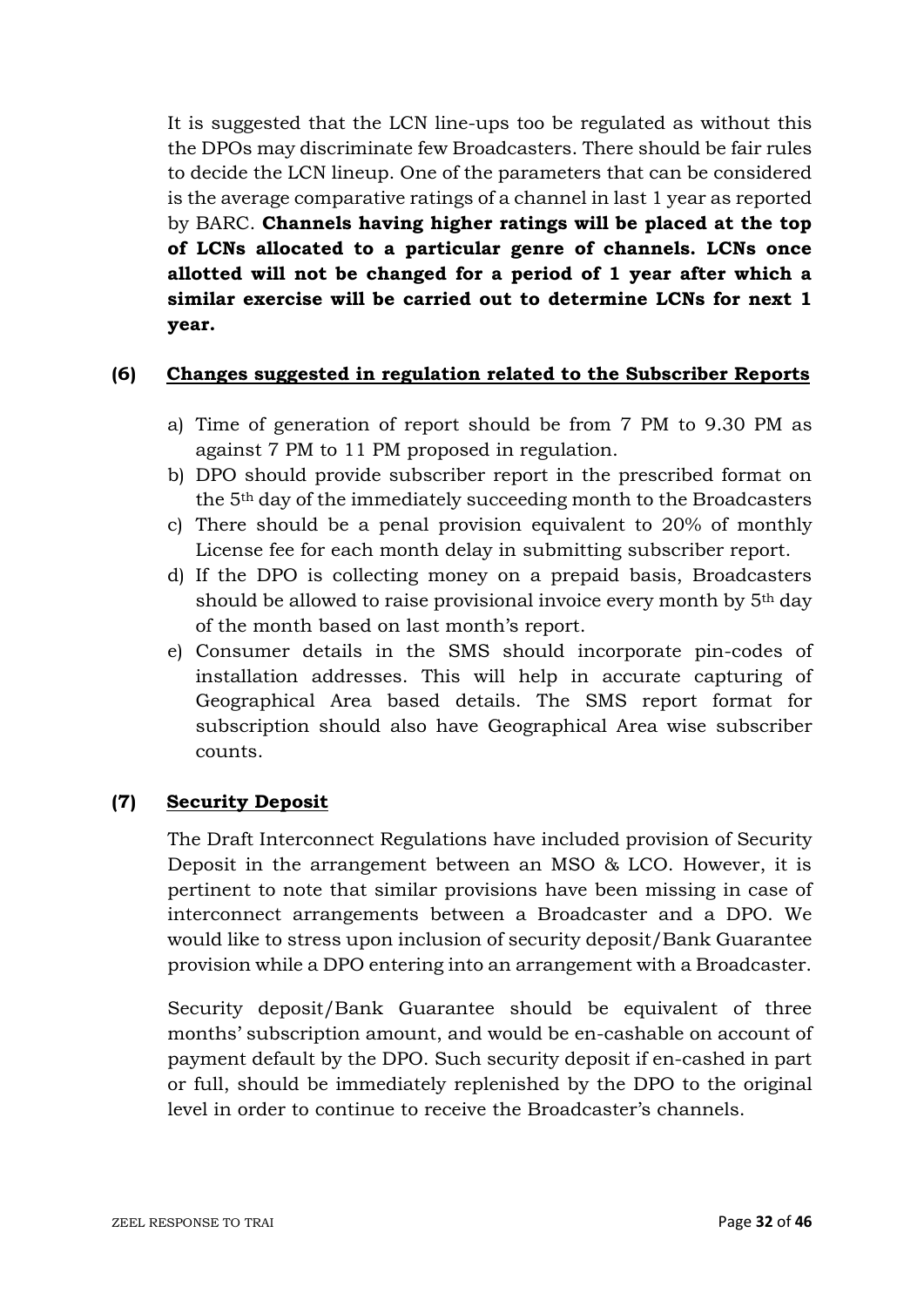It is suggested that the LCN line-ups too be regulated as without this the DPOs may discriminate few Broadcasters. There should be fair rules to decide the LCN lineup. One of the parameters that can be considered is the average comparative ratings of a channel in last 1 year as reported by BARC. **Channels having higher ratings will be placed at the top of LCNs allocated to a particular genre of channels. LCNs once allotted will not be changed for a period of 1 year after which a similar exercise will be carried out to determine LCNs for next 1 year.**

### (6) <u>Changes suggested in regulation related to the Subscriber Reports</u>

a) Time of generation of report should be from 7 PM to 9.30 PM as against 7 PM to 11 PM proposed in regulation.
b) DPO should provide subscriber report in the prescribed format on the 5th day of the immediately succeeding month to the Broadcasters
c) There should be a penal provision equivalent to 20% of monthly License fee for each month delay in submitting subscriber report.
d) If the DPO is collecting money on a prepaid basis, Broadcasters should be allowed to raise provisional invoice every month by 5th day of the month based on last month's report.
e) Consumer details in the SMS should incorporate pin-codes of installation addresses. This will help in accurate capturing of Geographical Area based details. The SMS report format for subscription should also have Geographical Area wise subscriber counts.

### (7) <u>Security Deposit</u>

The Draft Interconnect Regulations have included provision of Security Deposit in the arrangement between an MSO & LCO. However, it is pertinent to note that similar provisions have been missing in case of interconnect arrangements between a Broadcaster and a DPO. We would like to stress upon inclusion of security deposit/Bank Guarantee provision while a DPO entering into an arrangement with a Broadcaster.

Security deposit/Bank Guarantee should be equivalent of three months' subscription amount, and would be en-cashable on account of payment default by the DPO. Such security deposit if en-cashed in part or full, should be immediately replenished by the DPO to the original level in order to continue to receive the Broadcaster's channels.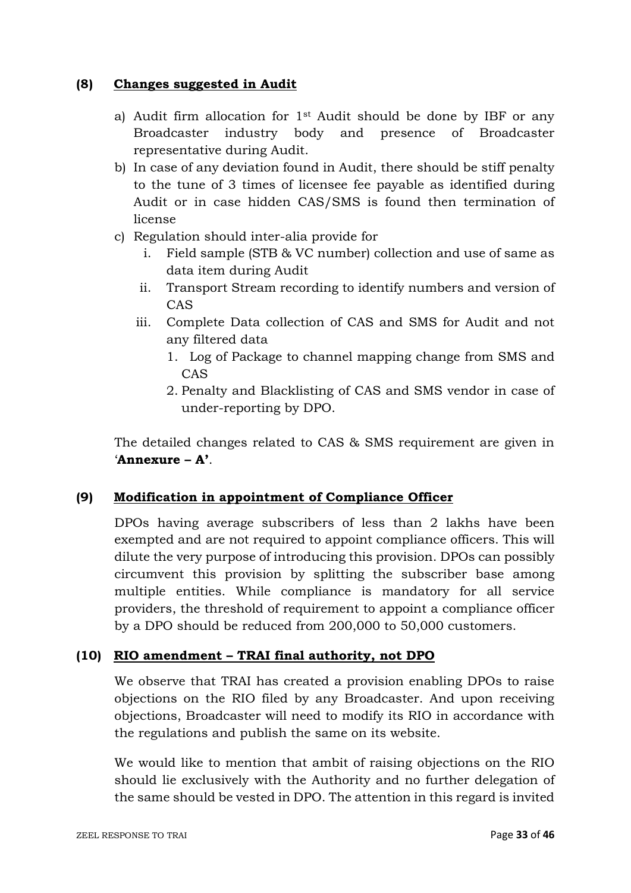## (8) Changes suggested in Audit

a) Audit firm allocation for 1st Audit should be done by IBF or any Broadcaster industry body and presence of Broadcaster representative during Audit.

b) In case of any deviation found in Audit, there should be stiff penalty to the tune of 3 times of licensee fee payable as identified during Audit or in case hidden CAS/SMS is found then termination of license

c) Regulation should inter-alia provide for

   i. Field sample (STB & VC number) collection and use of same as data item during Audit

   ii. Transport Stream recording to identify numbers and version of CAS

   iii. Complete Data collection of CAS and SMS for Audit and not any filtered data

      1. Log of Package to channel mapping change from SMS and CAS

      2. Penalty and Blacklisting of CAS and SMS vendor in case of under-reporting by DPO.

The detailed changes related to CAS & SMS requirement are given in '**Annexure – A'**.

## (9) Modification in appointment of Compliance Officer

DPOs having average subscribers of less than 2 lakhs have been exempted and are not required to appoint compliance officers. This will dilute the very purpose of introducing this provision. DPOs can possibly circumvent this provision by splitting the subscriber base among multiple entities. While compliance is mandatory for all service providers, the threshold of requirement to appoint a compliance officer by a DPO should be reduced from 200,000 to 50,000 customers.

## (10) RIO amendment – TRAI final authority, not DPO

We observe that TRAI has created a provision enabling DPOs to raise objections on the RIO filed by any Broadcaster. And upon receiving objections, Broadcaster will need to modify its RIO in accordance with the regulations and publish the same on its website.

We would like to mention that ambit of raising objections on the RIO should lie exclusively with the Authority and no further delegation of the same should be vested in DPO. The attention in this regard is invited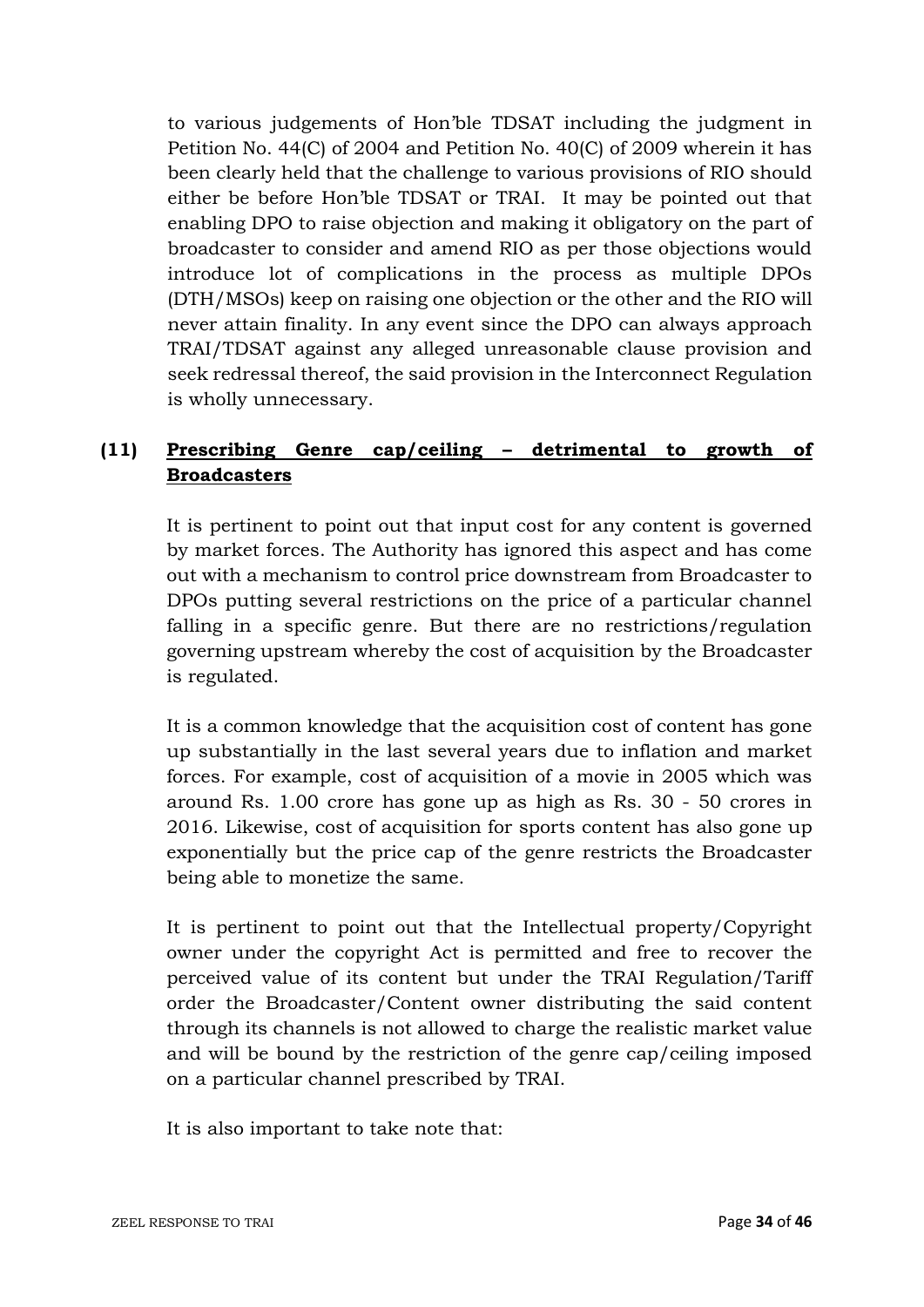to various judgements of Hon'ble TDSAT including the judgment in Petition No. 44(C) of 2004 and Petition No. 40(C) of 2009 wherein it has been clearly held that the challenge to various provisions of RIO should either be before Hon'ble TDSAT or TRAI. It may be pointed out that enabling DPO to raise objection and making it obligatory on the part of broadcaster to consider and amend RIO as per those objections would introduce lot of complications in the process as multiple DPOs (DTH/MSOs) keep on raising one objection or the other and the RIO will never attain finality. In any event since the DPO can always approach TRAI/TDSAT against any alleged unreasonable clause provision and seek redressal thereof, the said provision in the Interconnect Regulation is wholly unnecessary.

**(11) <u>Prescribing Genre cap/ceiling – detrimental to growth of Broadcasters</u>**

It is pertinent to point out that input cost for any content is governed by market forces. The Authority has ignored this aspect and has come out with a mechanism to control price downstream from Broadcaster to DPOs putting several restrictions on the price of a particular channel falling in a specific genre. But there are no restrictions/regulation governing upstream whereby the cost of acquisition by the Broadcaster is regulated.

It is a common knowledge that the acquisition cost of content has gone up substantially in the last several years due to inflation and market forces. For example, cost of acquisition of a movie in 2005 which was around Rs. 1.00 crore has gone up as high as Rs. 30 - 50 crores in 2016. Likewise, cost of acquisition for sports content has also gone up exponentially but the price cap of the genre restricts the Broadcaster being able to monetize the same.

It is pertinent to point out that the Intellectual property/Copyright owner under the copyright Act is permitted and free to recover the perceived value of its content but under the TRAI Regulation/Tariff order the Broadcaster/Content owner distributing the said content through its channels is not allowed to charge the realistic market value and will be bound by the restriction of the genre cap/ceiling imposed on a particular channel prescribed by TRAI.

It is also important to take note that: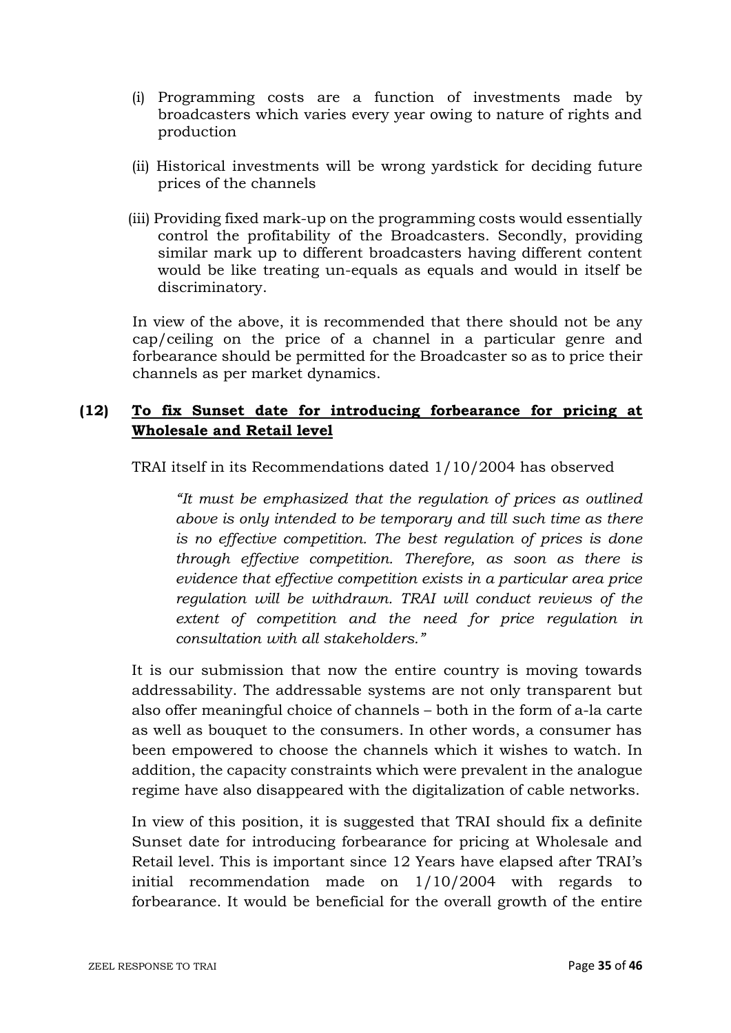(i) Programming costs are a function of investments made by broadcasters which varies every year owing to nature of rights and production

(ii) Historical investments will be wrong yardstick for deciding future prices of the channels

(iii) Providing fixed mark-up on the programming costs would essentially control the profitability of the Broadcasters. Secondly, providing similar mark up to different broadcasters having different content would be like treating un-equals as equals and would in itself be discriminatory.

In view of the above, it is recommended that there should not be any cap/ceiling on the price of a channel in a particular genre and forbearance should be permitted for the Broadcaster so as to price their channels as per market dynamics.

**(12) <u>To fix Sunset date for introducing forbearance for pricing at Wholesale and Retail level</u>**

TRAI itself in its Recommendations dated 1/10/2004 has observed

> *"It must be emphasized that the regulation of prices as outlined above is only intended to be temporary and till such time as there is no effective competition. The best regulation of prices is done through effective competition. Therefore, as soon as there is evidence that effective competition exists in a particular area price regulation will be withdrawn. TRAI will conduct reviews of the extent of competition and the need for price regulation in consultation with all stakeholders."*

It is our submission that now the entire country is moving towards addressability. The addressable systems are not only transparent but also offer meaningful choice of channels – both in the form of a-la carte as well as bouquet to the consumers. In other words, a consumer has been empowered to choose the channels which it wishes to watch. In addition, the capacity constraints which were prevalent in the analogue regime have also disappeared with the digitalization of cable networks.

In view of this position, it is suggested that TRAI should fix a definite Sunset date for introducing forbearance for pricing at Wholesale and Retail level. This is important since 12 Years have elapsed after TRAI's initial recommendation made on 1/10/2004 with regards to forbearance. It would be beneficial for the overall growth of the entire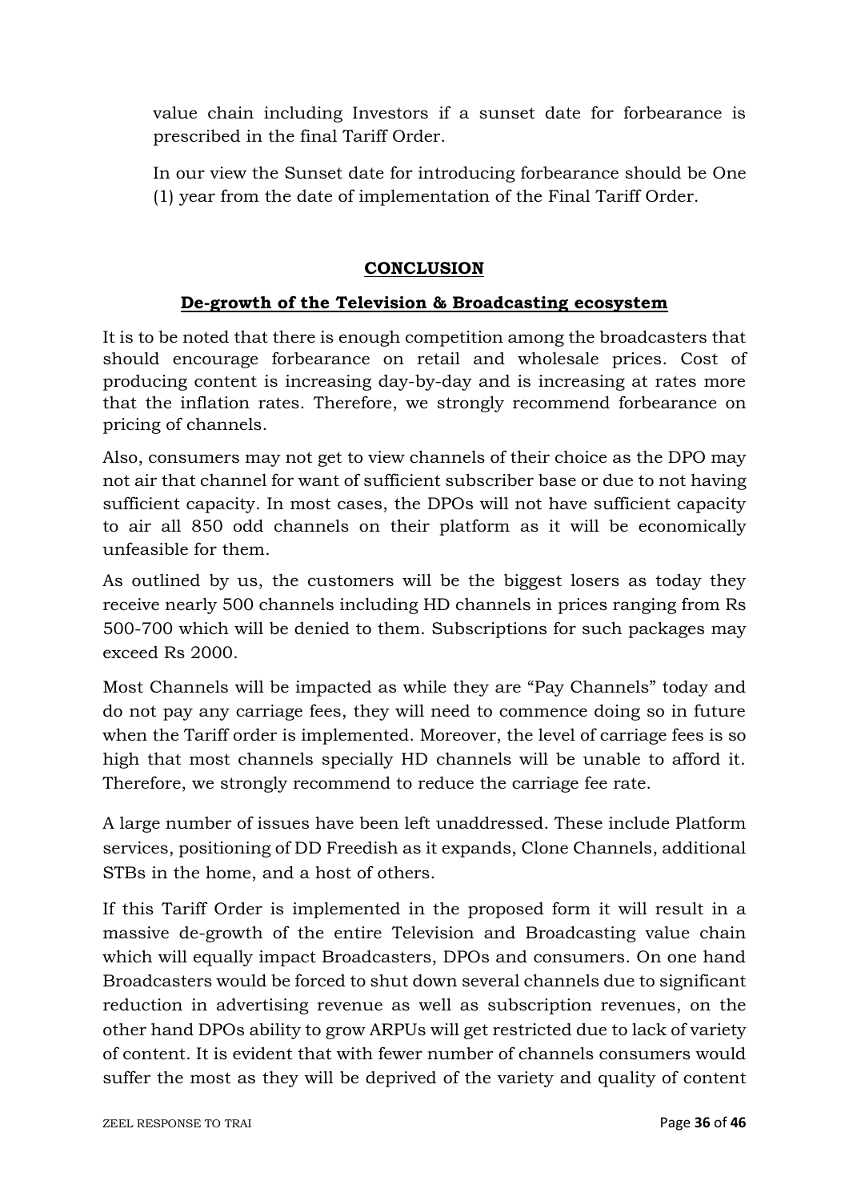value chain including Investors if a sunset date for forbearance is prescribed in the final Tariff Order.

In our view the Sunset date for introducing forbearance should be One (1) year from the date of implementation of the Final Tariff Order.

## CONCLUSION

### De-growth of the Television & Broadcasting ecosystem

It is to be noted that there is enough competition among the broadcasters that should encourage forbearance on retail and wholesale prices. Cost of producing content is increasing day-by-day and is increasing at rates more that the inflation rates. Therefore, we strongly recommend forbearance on pricing of channels.

Also, consumers may not get to view channels of their choice as the DPO may not air that channel for want of sufficient subscriber base or due to not having sufficient capacity. In most cases, the DPOs will not have sufficient capacity to air all 850 odd channels on their platform as it will be economically unfeasible for them.

As outlined by us, the customers will be the biggest losers as today they receive nearly 500 channels including HD channels in prices ranging from Rs 500-700 which will be denied to them. Subscriptions for such packages may exceed Rs 2000.

Most Channels will be impacted as while they are "Pay Channels" today and do not pay any carriage fees, they will need to commence doing so in future when the Tariff order is implemented. Moreover, the level of carriage fees is so high that most channels specially HD channels will be unable to afford it. Therefore, we strongly recommend to reduce the carriage fee rate.

A large number of issues have been left unaddressed. These include Platform services, positioning of DD Freedish as it expands, Clone Channels, additional STBs in the home, and a host of others.

If this Tariff Order is implemented in the proposed form it will result in a massive de-growth of the entire Television and Broadcasting value chain which will equally impact Broadcasters, DPOs and consumers. On one hand Broadcasters would be forced to shut down several channels due to significant reduction in advertising revenue as well as subscription revenues, on the other hand DPOs ability to grow ARPUs will get restricted due to lack of variety of content. It is evident that with fewer number of channels consumers would suffer the most as they will be deprived of the variety and quality of content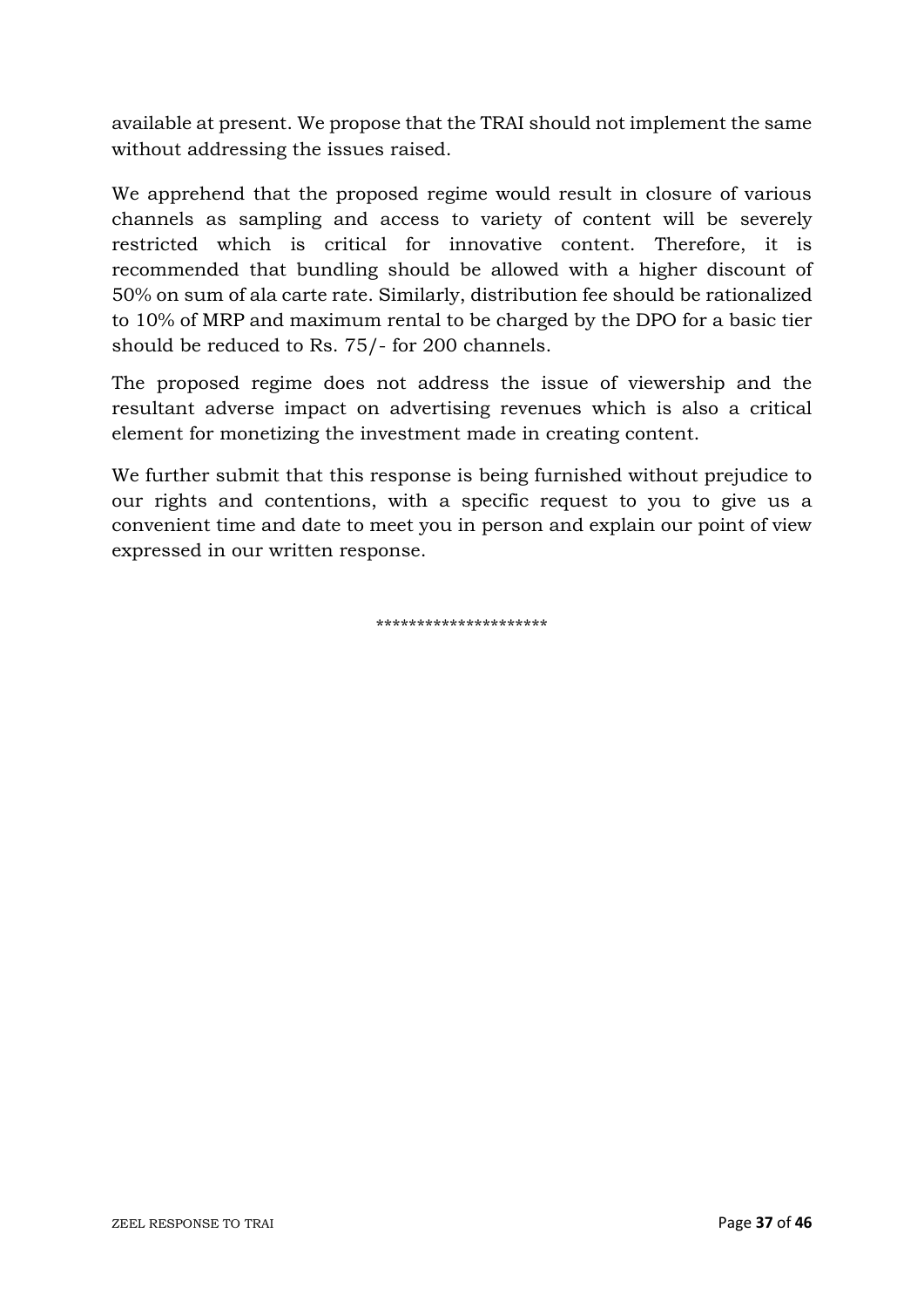available at present. We propose that the TRAI should not implement the same without addressing the issues raised.

We apprehend that the proposed regime would result in closure of various channels as sampling and access to variety of content will be severely restricted which is critical for innovative content. Therefore, it is recommended that bundling should be allowed with a higher discount of 50% on sum of ala carte rate. Similarly, distribution fee should be rationalized to 10% of MRP and maximum rental to be charged by the DPO for a basic tier should be reduced to Rs. 75/- for 200 channels.

The proposed regime does not address the issue of viewership and the resultant adverse impact on advertising revenues which is also a critical element for monetizing the investment made in creating content.

We further submit that this response is being furnished without prejudice to our rights and contentions, with a specific request to you to give us a convenient time and date to meet you in person and explain our point of view expressed in our written response.

********************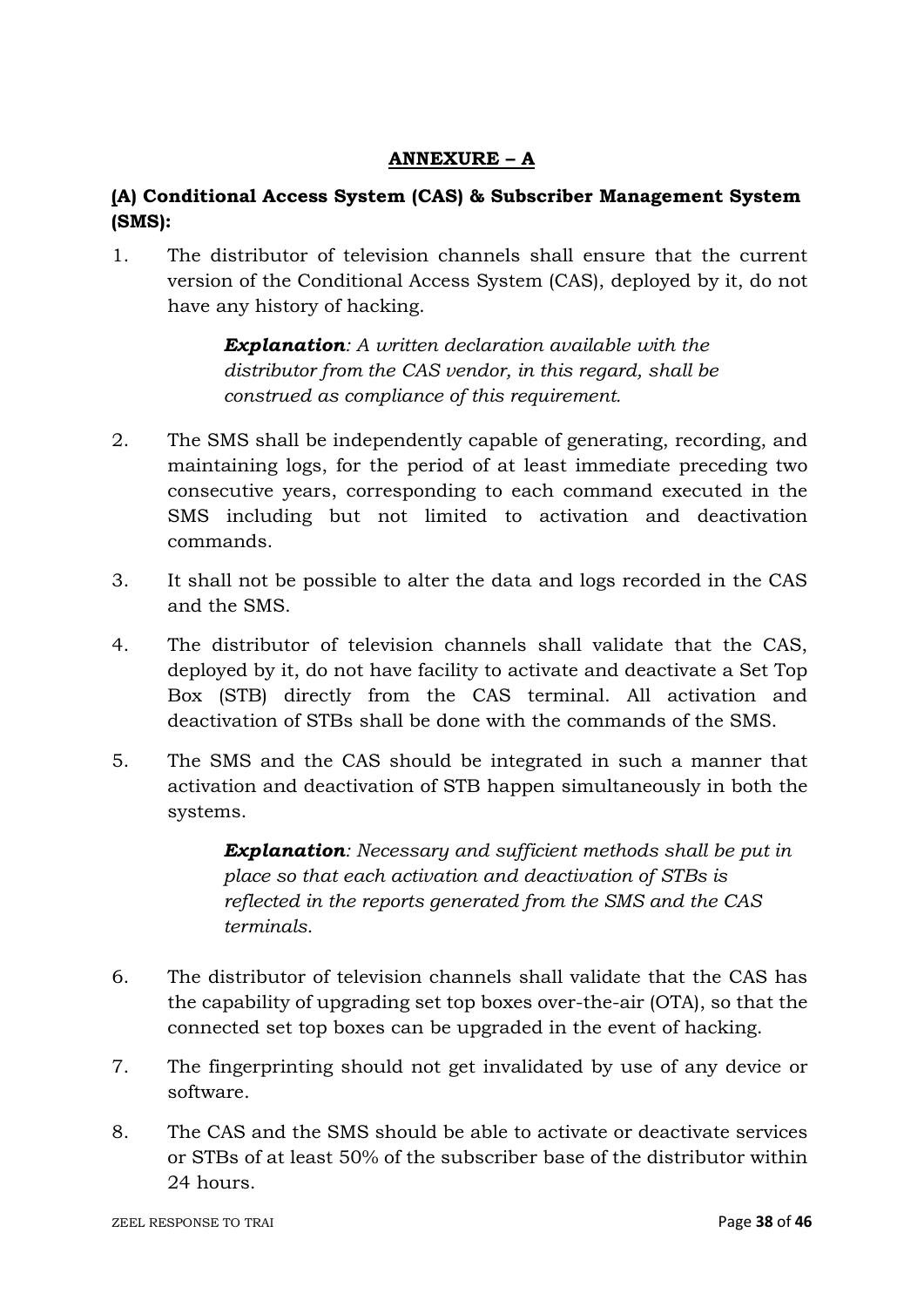## ANNEXURE – A

### (A) Conditional Access System (CAS) & Subscriber Management System (SMS):

1. The distributor of television channels shall ensure that the current version of the Conditional Access System (CAS), deployed by it, do not have any history of hacking.

   ***Explanation****: A written declaration available with the distributor from the CAS vendor, in this regard, shall be construed as compliance of this requirement.*

2. The SMS shall be independently capable of generating, recording, and maintaining logs, for the period of at least immediate preceding two consecutive years, corresponding to each command executed in the SMS including but not limited to activation and deactivation commands.

3. It shall not be possible to alter the data and logs recorded in the CAS and the SMS.

4. The distributor of television channels shall validate that the CAS, deployed by it, do not have facility to activate and deactivate a Set Top Box (STB) directly from the CAS terminal. All activation and deactivation of STBs shall be done with the commands of the SMS.

5. The SMS and the CAS should be integrated in such a manner that activation and deactivation of STB happen simultaneously in both the systems.

   ***Explanation****: Necessary and sufficient methods shall be put in place so that each activation and deactivation of STBs is reflected in the reports generated from the SMS and the CAS terminals.*

6. The distributor of television channels shall validate that the CAS has the capability of upgrading set top boxes over-the-air (OTA), so that the connected set top boxes can be upgraded in the event of hacking.

7. The fingerprinting should not get invalidated by use of any device or software.

8. The CAS and the SMS should be able to activate or deactivate services or STBs of at least 50% of the subscriber base of the distributor within 24 hours.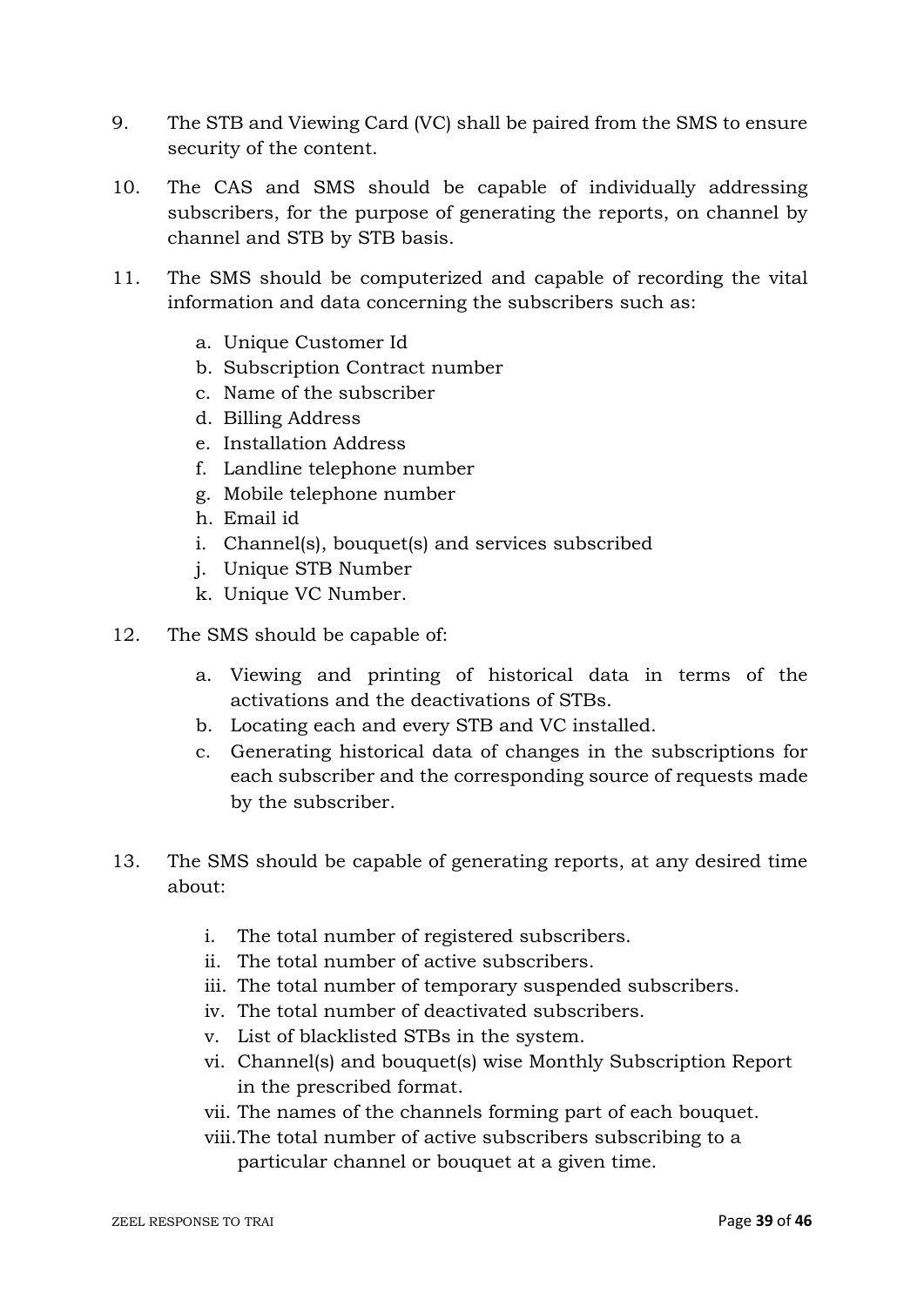9. The STB and Viewing Card (VC) shall be paired from the SMS to ensure security of the content.

10. The CAS and SMS should be capable of individually addressing subscribers, for the purpose of generating the reports, on channel by channel and STB by STB basis.

11. The SMS should be computerized and capable of recording the vital information and data concerning the subscribers such as:

    a. Unique Customer Id
    b. Subscription Contract number
    c. Name of the subscriber
    d. Billing Address
    e. Installation Address
    f. Landline telephone number
    g. Mobile telephone number
    h. Email id
    i. Channel(s), bouquet(s) and services subscribed
    j. Unique STB Number
    k. Unique VC Number.

12. The SMS should be capable of:

    a. Viewing and printing of historical data in terms of the activations and the deactivations of STBs.
    b. Locating each and every STB and VC installed.
    c. Generating historical data of changes in the subscriptions for each subscriber and the corresponding source of requests made by the subscriber.

13. The SMS should be capable of generating reports, at any desired time about:

    i. The total number of registered subscribers.
    ii. The total number of active subscribers.
    iii. The total number of temporary suspended subscribers.
    iv. The total number of deactivated subscribers.
    v. List of blacklisted STBs in the system.
    vi. Channel(s) and bouquet(s) wise Monthly Subscription Report in the prescribed format.
    vii. The names of the channels forming part of each bouquet.
    viii. The total number of active subscribers subscribing to a particular channel or bouquet at a given time.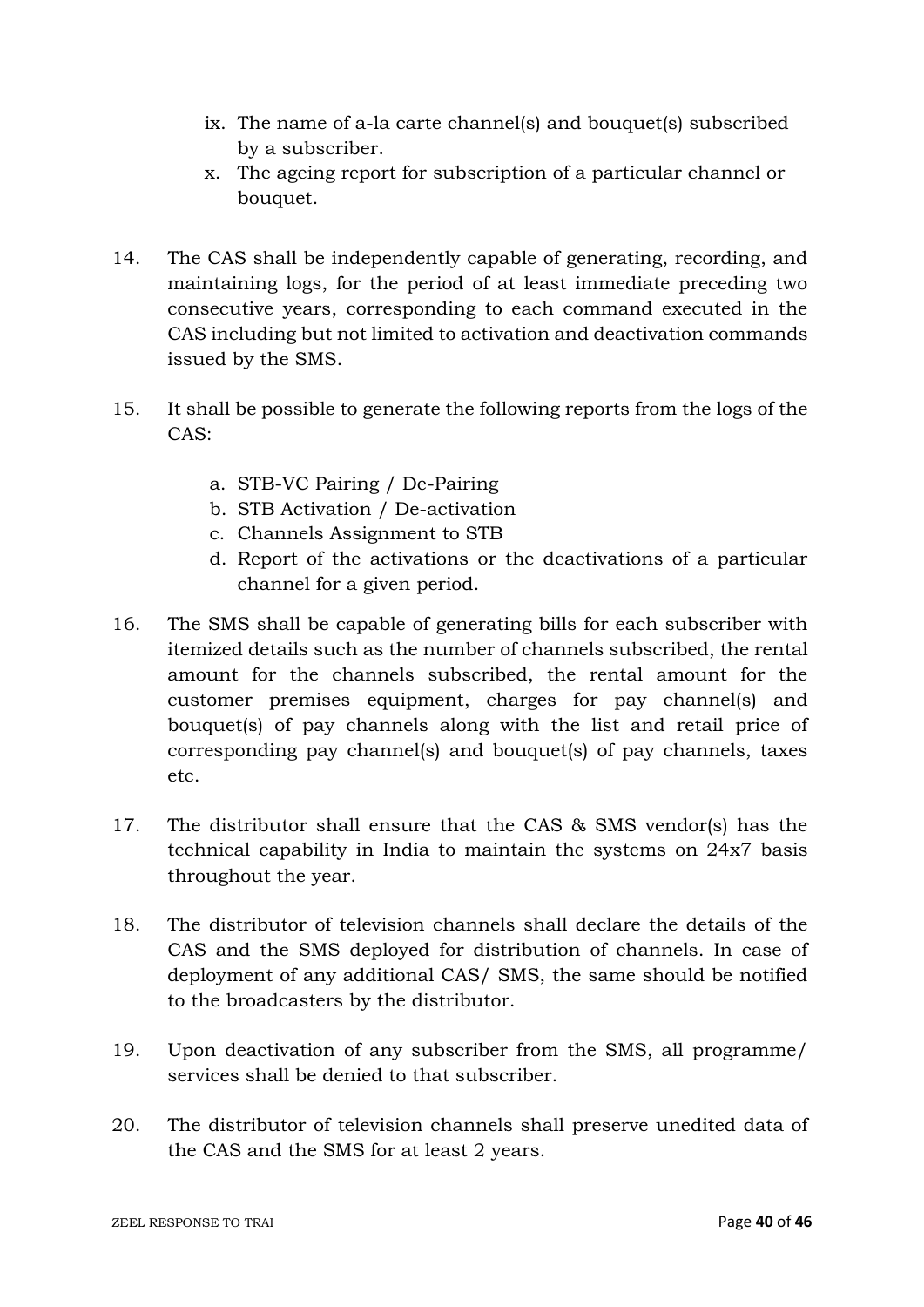ix. The name of a-la carte channel(s) and bouquet(s) subscribed by a subscriber.
x. The ageing report for subscription of a particular channel or bouquet.

14. The CAS shall be independently capable of generating, recording, and maintaining logs, for the period of at least immediate preceding two consecutive years, corresponding to each command executed in the CAS including but not limited to activation and deactivation commands issued by the SMS.

15. It shall be possible to generate the following reports from the logs of the CAS:

    a. STB-VC Pairing / De-Pairing
    b. STB Activation / De-activation
    c. Channels Assignment to STB
    d. Report of the activations or the deactivations of a particular channel for a given period.

16. The SMS shall be capable of generating bills for each subscriber with itemized details such as the number of channels subscribed, the rental amount for the channels subscribed, the rental amount for the customer premises equipment, charges for pay channel(s) and bouquet(s) of pay channels along with the list and retail price of corresponding pay channel(s) and bouquet(s) of pay channels, taxes etc.

17. The distributor shall ensure that the CAS & SMS vendor(s) has the technical capability in India to maintain the systems on 24x7 basis throughout the year.

18. The distributor of television channels shall declare the details of the CAS and the SMS deployed for distribution of channels. In case of deployment of any additional CAS/ SMS, the same should be notified to the broadcasters by the distributor.

19. Upon deactivation of any subscriber from the SMS, all programme/ services shall be denied to that subscriber.

20. The distributor of television channels shall preserve unedited data of the CAS and the SMS for at least 2 years.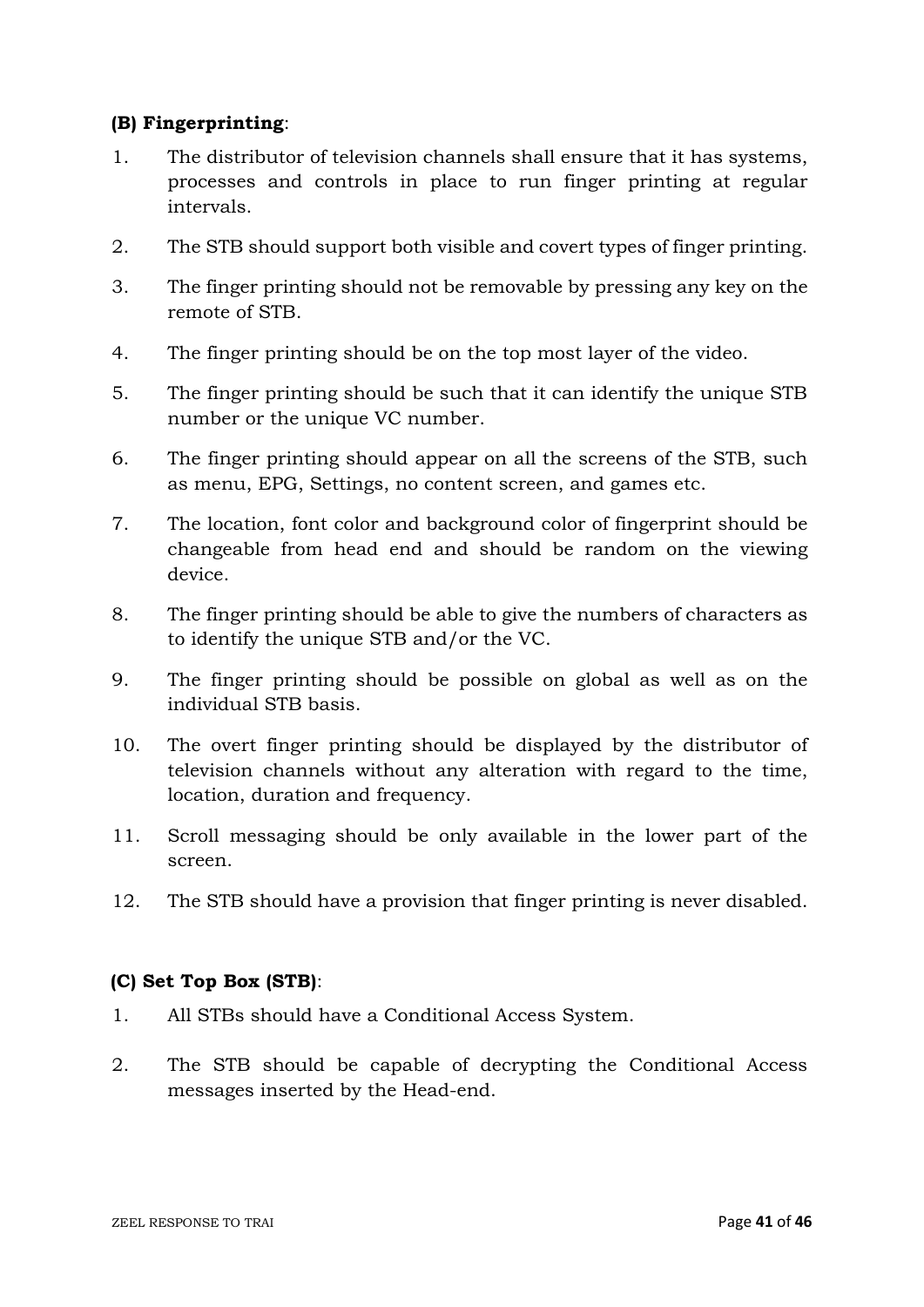**(B) Fingerprinting**:

1. The distributor of television channels shall ensure that it has systems, processes and controls in place to run finger printing at regular intervals.
2. The STB should support both visible and covert types of finger printing.
3. The finger printing should not be removable by pressing any key on the remote of STB.
4. The finger printing should be on the top most layer of the video.
5. The finger printing should be such that it can identify the unique STB number or the unique VC number.
6. The finger printing should appear on all the screens of the STB, such as menu, EPG, Settings, no content screen, and games etc.
7. The location, font color and background color of fingerprint should be changeable from head end and should be random on the viewing device.
8. The finger printing should be able to give the numbers of characters as to identify the unique STB and/or the VC.
9. The finger printing should be possible on global as well as on the individual STB basis.
10. The overt finger printing should be displayed by the distributor of television channels without any alteration with regard to the time, location, duration and frequency.
11. Scroll messaging should be only available in the lower part of the screen.
12. The STB should have a provision that finger printing is never disabled.

**(C) Set Top Box (STB)**:

1. All STBs should have a Conditional Access System.
2. The STB should be capable of decrypting the Conditional Access messages inserted by the Head-end.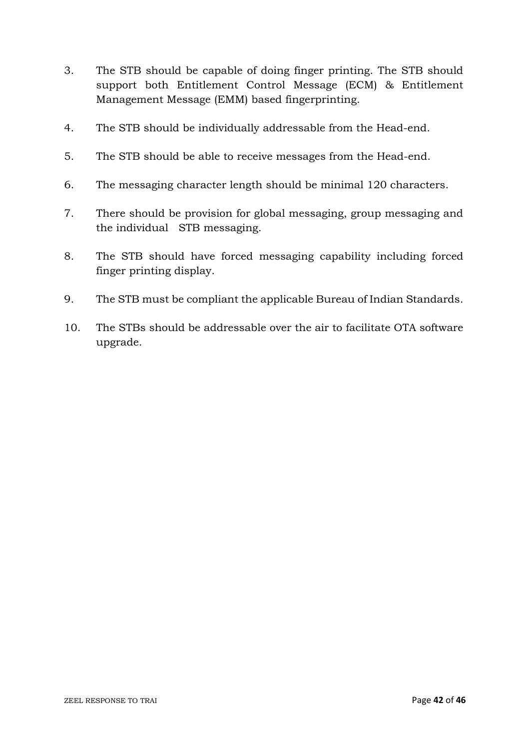3. The STB should be capable of doing finger printing. The STB should support both Entitlement Control Message (ECM) & Entitlement Management Message (EMM) based fingerprinting.

4. The STB should be individually addressable from the Head-end.

5. The STB should be able to receive messages from the Head-end.

6. The messaging character length should be minimal 120 characters.

7. There should be provision for global messaging, group messaging and the individual STB messaging.

8. The STB should have forced messaging capability including forced finger printing display.

9. The STB must be compliant the applicable Bureau of Indian Standards.

10. The STBs should be addressable over the air to facilitate OTA software upgrade.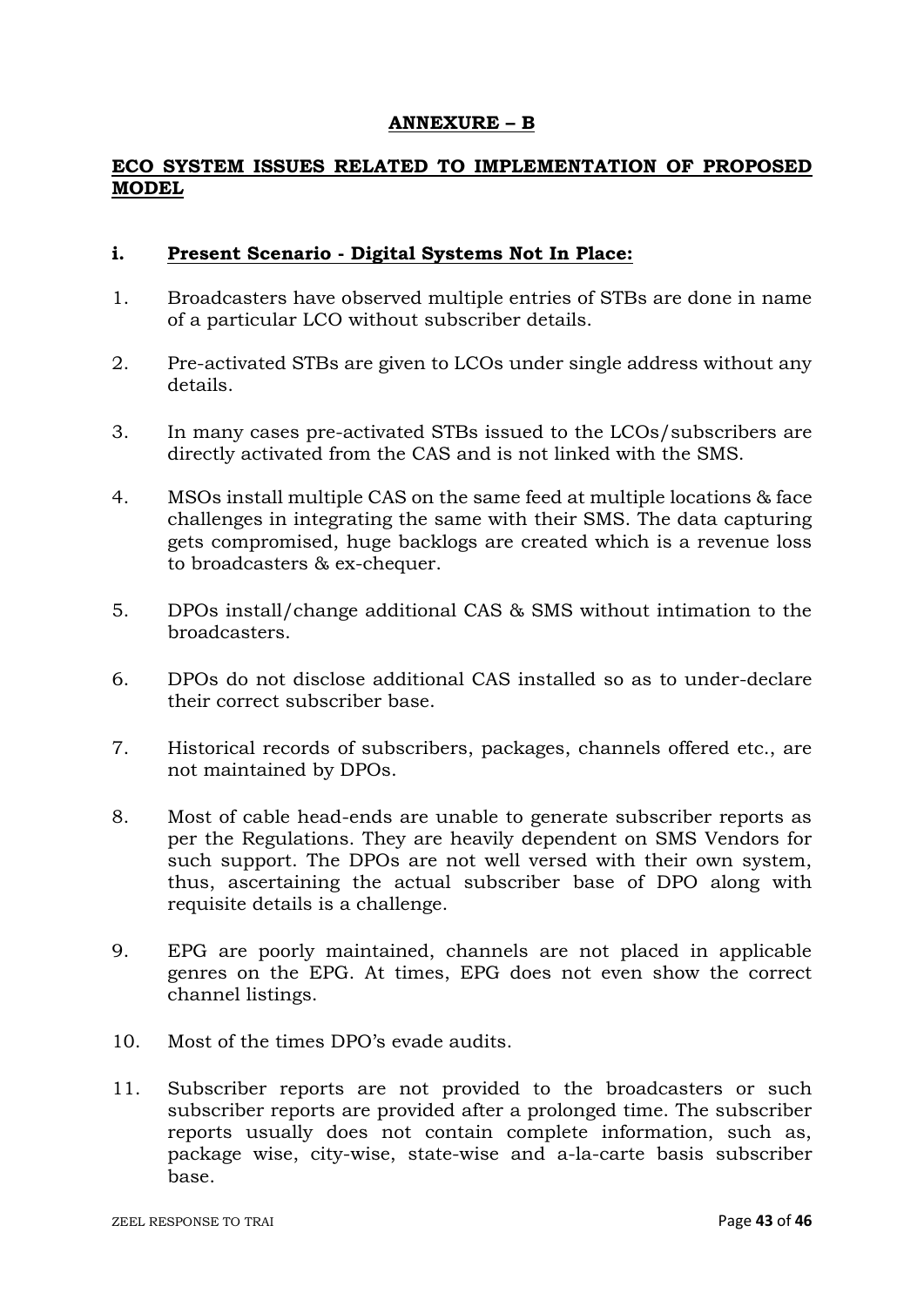## ANNEXURE – B

## ECO SYSTEM ISSUES RELATED TO IMPLEMENTATION OF PROPOSED MODEL

### i. Present Scenario - Digital Systems Not In Place:

1. Broadcasters have observed multiple entries of STBs are done in name of a particular LCO without subscriber details.

2. Pre-activated STBs are given to LCOs under single address without any details.

3. In many cases pre-activated STBs issued to the LCOs/subscribers are directly activated from the CAS and is not linked with the SMS.

4. MSOs install multiple CAS on the same feed at multiple locations & face challenges in integrating the same with their SMS. The data capturing gets compromised, huge backlogs are created which is a revenue loss to broadcasters & ex-chequer.

5. DPOs install/change additional CAS & SMS without intimation to the broadcasters.

6. DPOs do not disclose additional CAS installed so as to under-declare their correct subscriber base.

7. Historical records of subscribers, packages, channels offered etc., are not maintained by DPOs.

8. Most of cable head-ends are unable to generate subscriber reports as per the Regulations. They are heavily dependent on SMS Vendors for such support. The DPOs are not well versed with their own system, thus, ascertaining the actual subscriber base of DPO along with requisite details is a challenge.

9. EPG are poorly maintained, channels are not placed in applicable genres on the EPG. At times, EPG does not even show the correct channel listings.

10. Most of the times DPO's evade audits.

11. Subscriber reports are not provided to the broadcasters or such subscriber reports are provided after a prolonged time. The subscriber reports usually does not contain complete information, such as, package wise, city-wise, state-wise and a-la-carte basis subscriber base.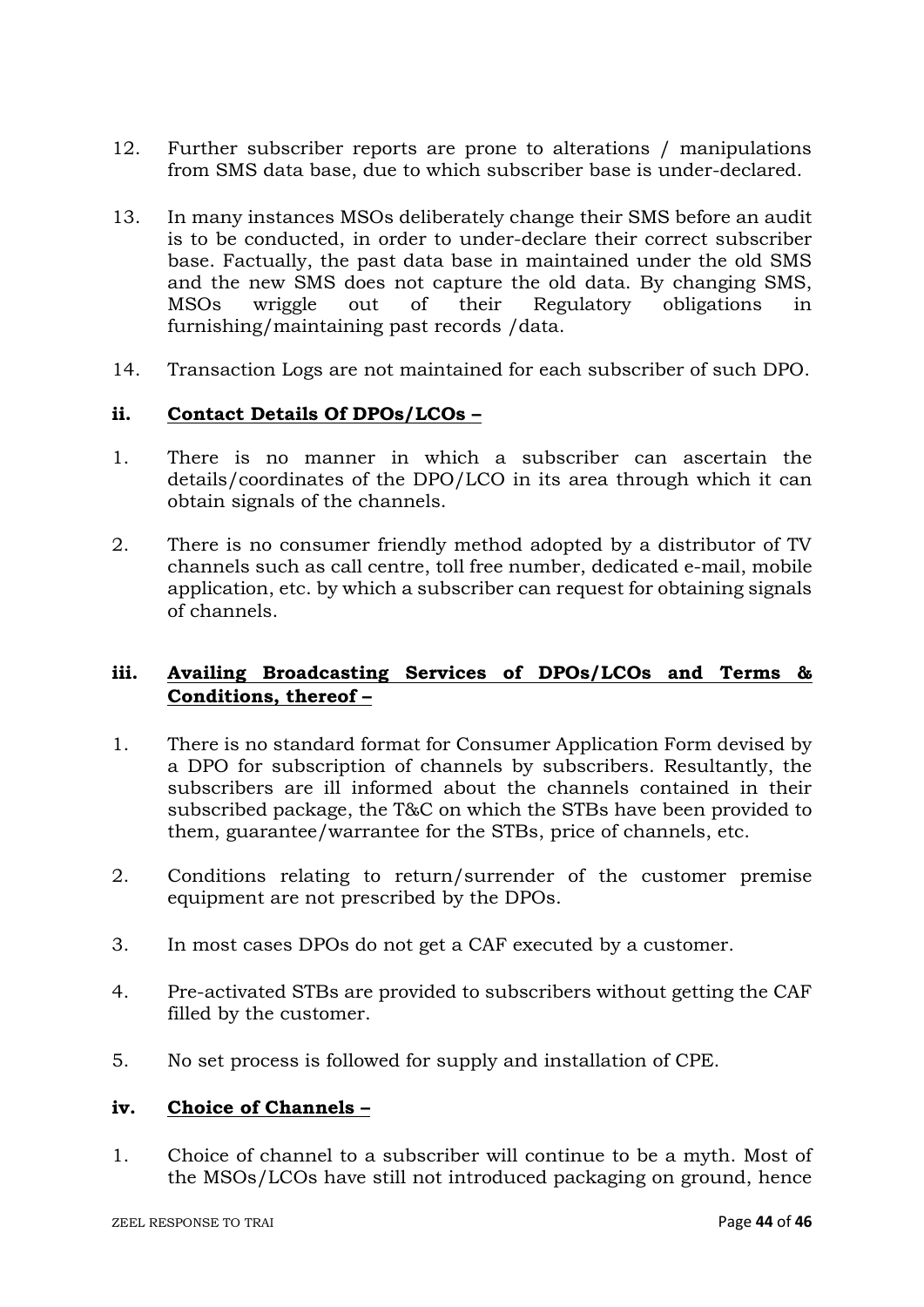12. Further subscriber reports are prone to alterations / manipulations from SMS data base, due to which subscriber base is under-declared.

13. In many instances MSOs deliberately change their SMS before an audit is to be conducted, in order to under-declare their correct subscriber base. Factually, the past data base in maintained under the old SMS and the new SMS does not capture the old data. By changing SMS, MSOs wriggle out of their Regulatory obligations in furnishing/maintaining past records /data.

14. Transaction Logs are not maintained for each subscriber of such DPO.

**ii. <u>Contact Details Of DPOs/LCOs –</u>**

1. There is no manner in which a subscriber can ascertain the details/coordinates of the DPO/LCO in its area through which it can obtain signals of the channels.

2. There is no consumer friendly method adopted by a distributor of TV channels such as call centre, toll free number, dedicated e-mail, mobile application, etc. by which a subscriber can request for obtaining signals of channels.

**iii. <u>Availing Broadcasting Services of DPOs/LCOs and Terms & Conditions, thereof –</u>**

1. There is no standard format for Consumer Application Form devised by a DPO for subscription of channels by subscribers. Resultantly, the subscribers are ill informed about the channels contained in their subscribed package, the T&C on which the STBs have been provided to them, guarantee/warrantee for the STBs, price of channels, etc.

2. Conditions relating to return/surrender of the customer premise equipment are not prescribed by the DPOs.

3. In most cases DPOs do not get a CAF executed by a customer.

4. Pre-activated STBs are provided to subscribers without getting the CAF filled by the customer.

5. No set process is followed for supply and installation of CPE.

**iv. <u>Choice of Channels –</u>**

1. Choice of channel to a subscriber will continue to be a myth. Most of the MSOs/LCOs have still not introduced packaging on ground, hence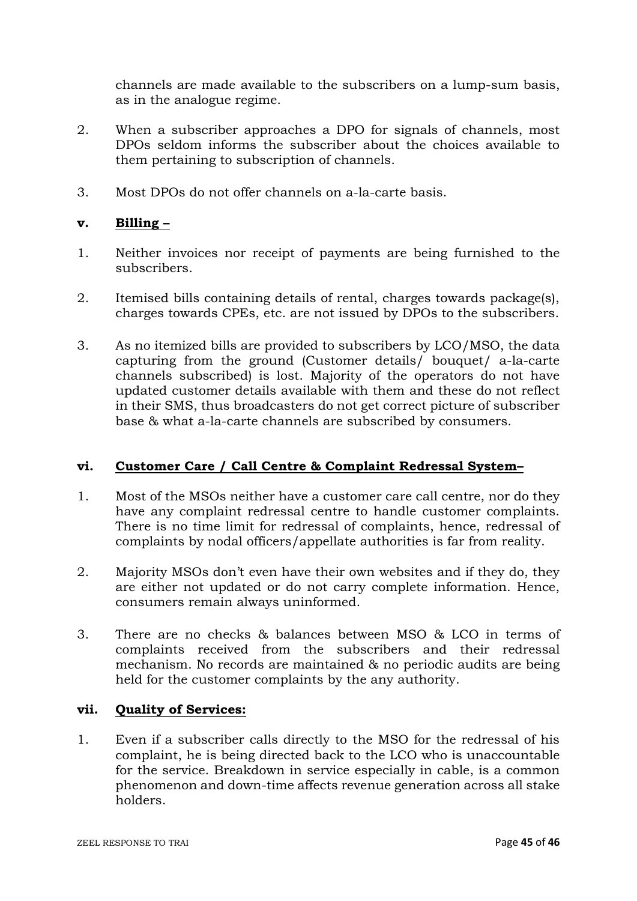channels are made available to the subscribers on a lump-sum basis, as in the analogue regime.

2. When a subscriber approaches a DPO for signals of channels, most DPOs seldom informs the subscriber about the choices available to them pertaining to subscription of channels.

3. Most DPOs do not offer channels on a-la-carte basis.

**v. <u>Billing –</u>**

1. Neither invoices nor receipt of payments are being furnished to the subscribers.

2. Itemised bills containing details of rental, charges towards package(s), charges towards CPEs, etc. are not issued by DPOs to the subscribers.

3. As no itemized bills are provided to subscribers by LCO/MSO, the data capturing from the ground (Customer details/ bouquet/ a-la-carte channels subscribed) is lost. Majority of the operators do not have updated customer details available with them and these do not reflect in their SMS, thus broadcasters do not get correct picture of subscriber base & what a-la-carte channels are subscribed by consumers.

**vi. <u>Customer Care / Call Centre & Complaint Redressal System–</u>**

1. Most of the MSOs neither have a customer care call centre, nor do they have any complaint redressal centre to handle customer complaints. There is no time limit for redressal of complaints, hence, redressal of complaints by nodal officers/appellate authorities is far from reality.

2. Majority MSOs don't even have their own websites and if they do, they are either not updated or do not carry complete information. Hence, consumers remain always uninformed.

3. There are no checks & balances between MSO & LCO in terms of complaints received from the subscribers and their redressal mechanism. No records are maintained & no periodic audits are being held for the customer complaints by the any authority.

**vii. <u>Quality of Services:</u>**

1. Even if a subscriber calls directly to the MSO for the redressal of his complaint, he is being directed back to the LCO who is unaccountable for the service. Breakdown in service especially in cable, is a common phenomenon and down-time affects revenue generation across all stake holders.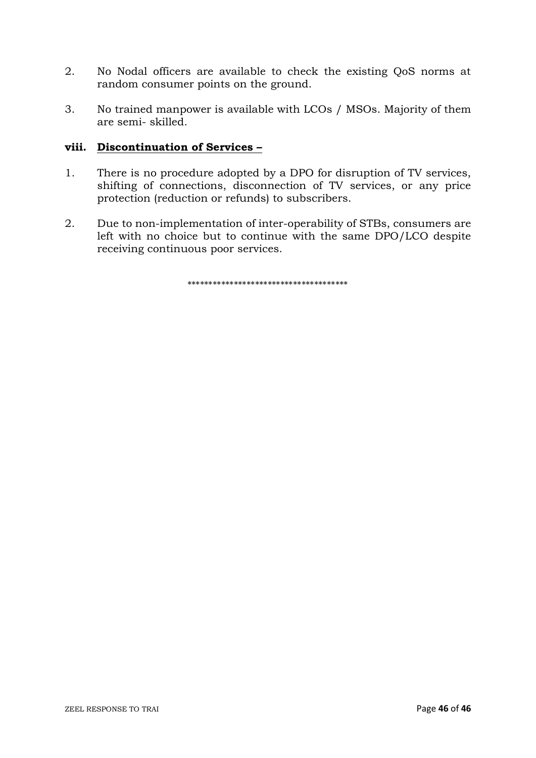2. No Nodal officers are available to check the existing QoS norms at random consumer points on the ground.

3. No trained manpower is available with LCOs / MSOs. Majority of them are semi- skilled.

### viii. Discontinuation of Services –

1. There is no procedure adopted by a DPO for disruption of TV services, shifting of connections, disconnection of TV services, or any price protection (reduction or refunds) to subscribers.

2. Due to non-implementation of inter-operability of STBs, consumers are left with no choice but to continue with the same DPO/LCO despite receiving continuous poor services.

*************************************